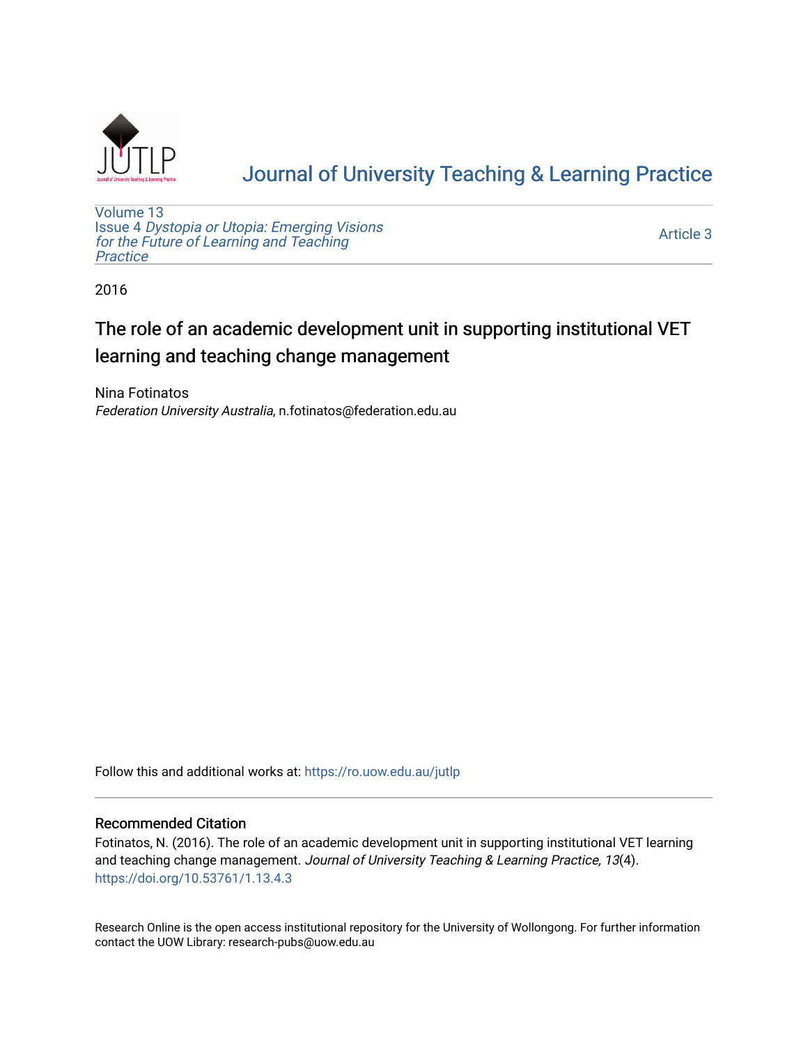# Journal of University Teaching & Learning Practice

Volume 13
Issue 4 *Dystopia or Utopia: Emerging Visions for the Future of Learning and Teaching Practice*

Article 3

2016

## The role of an academic development unit in supporting institutional VET learning and teaching change management

Nina Fotinatos
*Federation University Australia*, n.fotinatos@federation.edu.au

Follow this and additional works at: https://ro.uow.edu.au/jutlp

### Recommended Citation

Fotinatos, N. (2016). The role of an academic development unit in supporting institutional VET learning and teaching change management. *Journal of University Teaching & Learning Practice, 13*(4). https://doi.org/10.53761/1.13.4.3

Research Online is the open access institutional repository for the University of Wollongong. For further information contact the UOW Library: research-pubs@uow.edu.au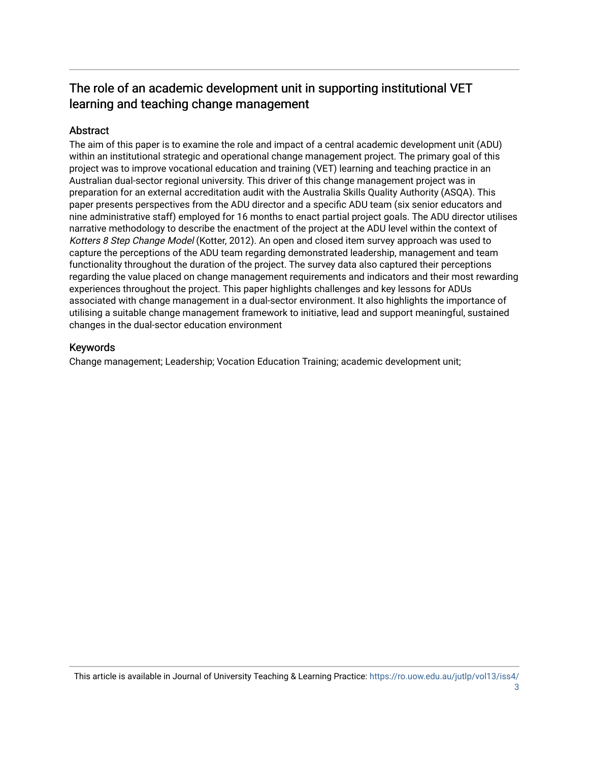## The role of an academic development unit in supporting institutional VET learning and teaching change management

### Abstract

The aim of this paper is to examine the role and impact of a central academic development unit (ADU) within an institutional strategic and operational change management project. The primary goal of this project was to improve vocational education and training (VET) learning and teaching practice in an Australian dual-sector regional university. This driver of this change management project was in preparation for an external accreditation audit with the Australia Skills Quality Authority (ASQA). This paper presents perspectives from the ADU director and a specific ADU team (six senior educators and nine administrative staff) employed for 16 months to enact partial project goals. The ADU director utilises narrative methodology to describe the enactment of the project at the ADU level within the context of *Kotters 8 Step Change Model* (Kotter, 2012). An open and closed item survey approach was used to capture the perceptions of the ADU team regarding demonstrated leadership, management and team functionality throughout the duration of the project. The survey data also captured their perceptions regarding the value placed on change management requirements and indicators and their most rewarding experiences throughout the project. This paper highlights challenges and key lessons for ADUs associated with change management in a dual-sector environment. It also highlights the importance of utilising a suitable change management framework to initiative, lead and support meaningful, sustained changes in the dual-sector education environment

### Keywords

Change management; Leadership; Vocation Education Training; academic development unit;

This article is available in Journal of University Teaching & Learning Practice: https://ro.uow.edu.au/jutlp/vol13/iss4/3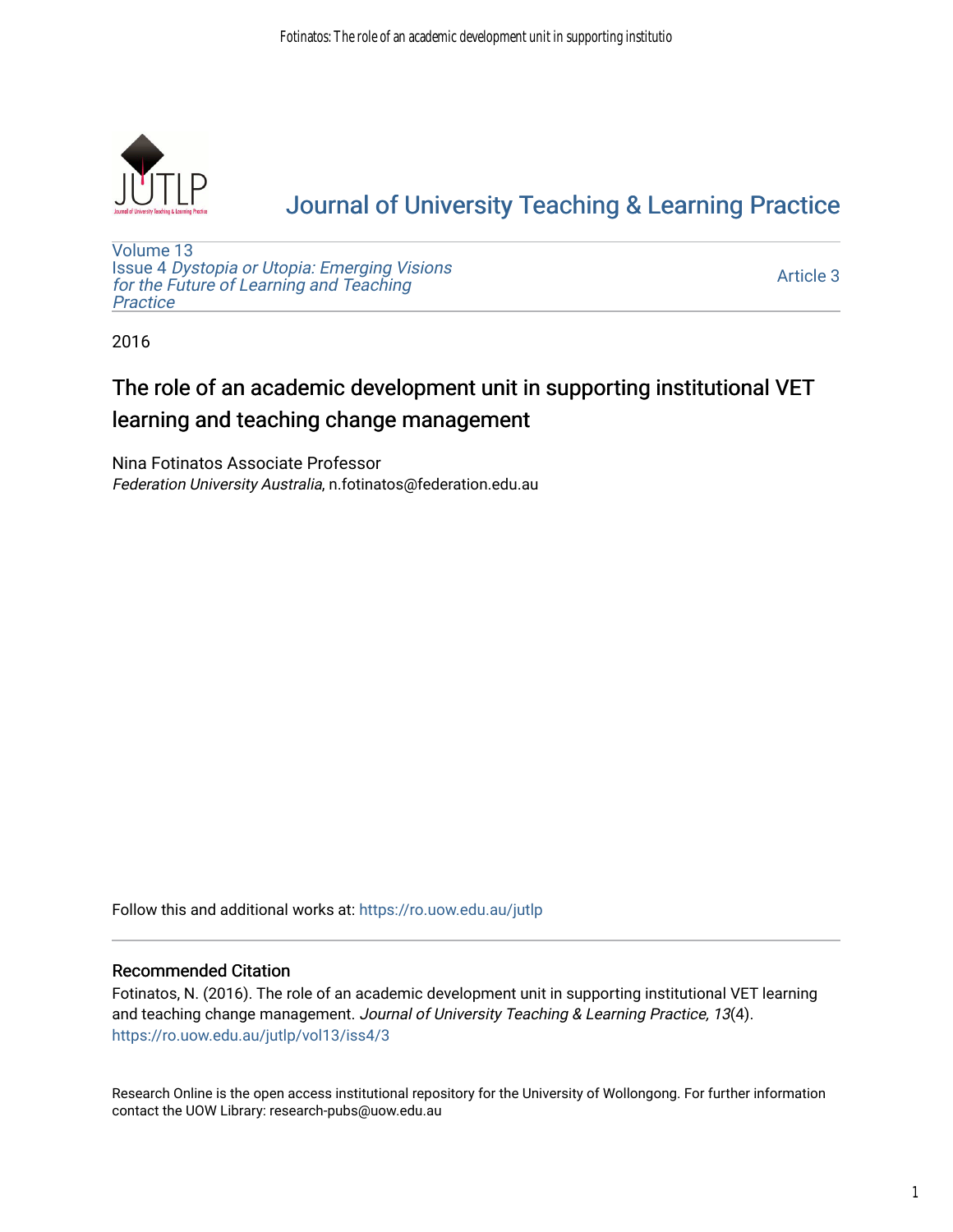[Journal of University Teaching & Learning Practice](https://ro.uow.edu.au/jutlp)

[Volume 13](https://ro.uow.edu.au/jutlp/vol13)
[Issue 4 *Dystopia or Utopia: Emerging Visions for the Future of Learning and Teaching Practice*](https://ro.uow.edu.au/jutlp/vol13/iss4)

[Article 3](https://ro.uow.edu.au/jutlp/vol13/iss4/3)

2016

# The role of an academic development unit in supporting institutional VET learning and teaching change management

Nina Fotinatos Associate Professor
*Federation University Australia*, n.fotinatos@federation.edu.au

Follow this and additional works at: https://ro.uow.edu.au/jutlp

## Recommended Citation

Fotinatos, N. (2016). The role of an academic development unit in supporting institutional VET learning and teaching change management. *Journal of University Teaching & Learning Practice, 13*(4).
https://ro.uow.edu.au/jutlp/vol13/iss4/3

Research Online is the open access institutional repository for the University of Wollongong. For further information contact the UOW Library: research-pubs@uow.edu.au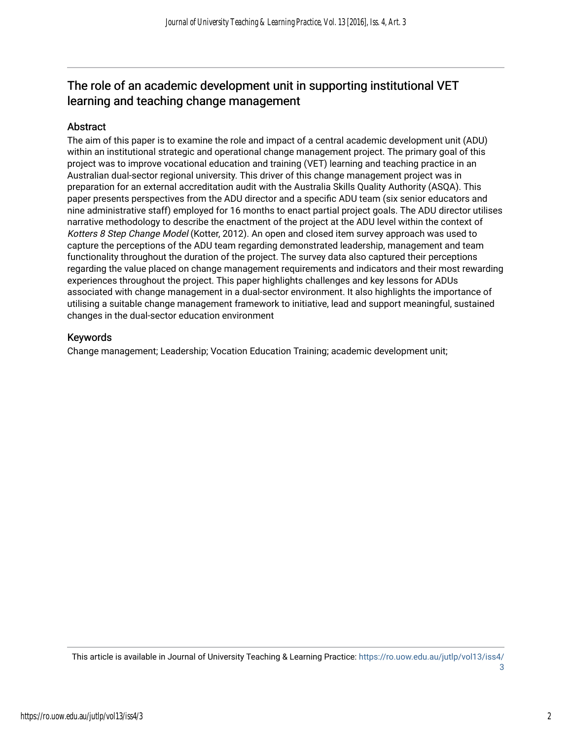## The role of an academic development unit in supporting institutional VET learning and teaching change management

### Abstract

The aim of this paper is to examine the role and impact of a central academic development unit (ADU) within an institutional strategic and operational change management project. The primary goal of this project was to improve vocational education and training (VET) learning and teaching practice in an Australian dual-sector regional university. This driver of this change management project was in preparation for an external accreditation audit with the Australia Skills Quality Authority (ASQA). This paper presents perspectives from the ADU director and a specific ADU team (six senior educators and nine administrative staff) employed for 16 months to enact partial project goals. The ADU director utilises narrative methodology to describe the enactment of the project at the ADU level within the context of *Kotters 8 Step Change Model* (Kotter, 2012). An open and closed item survey approach was used to capture the perceptions of the ADU team regarding demonstrated leadership, management and team functionality throughout the duration of the project. The survey data also captured their perceptions regarding the value placed on change management requirements and indicators and their most rewarding experiences throughout the project. This paper highlights challenges and key lessons for ADUs associated with change management in a dual-sector environment. It also highlights the importance of utilising a suitable change management framework to initiative, lead and support meaningful, sustained changes in the dual-sector education environment

### Keywords

Change management; Leadership; Vocation Education Training; academic development unit;

This article is available in Journal of University Teaching & Learning Practice: https://ro.uow.edu.au/jutlp/vol13/iss4/3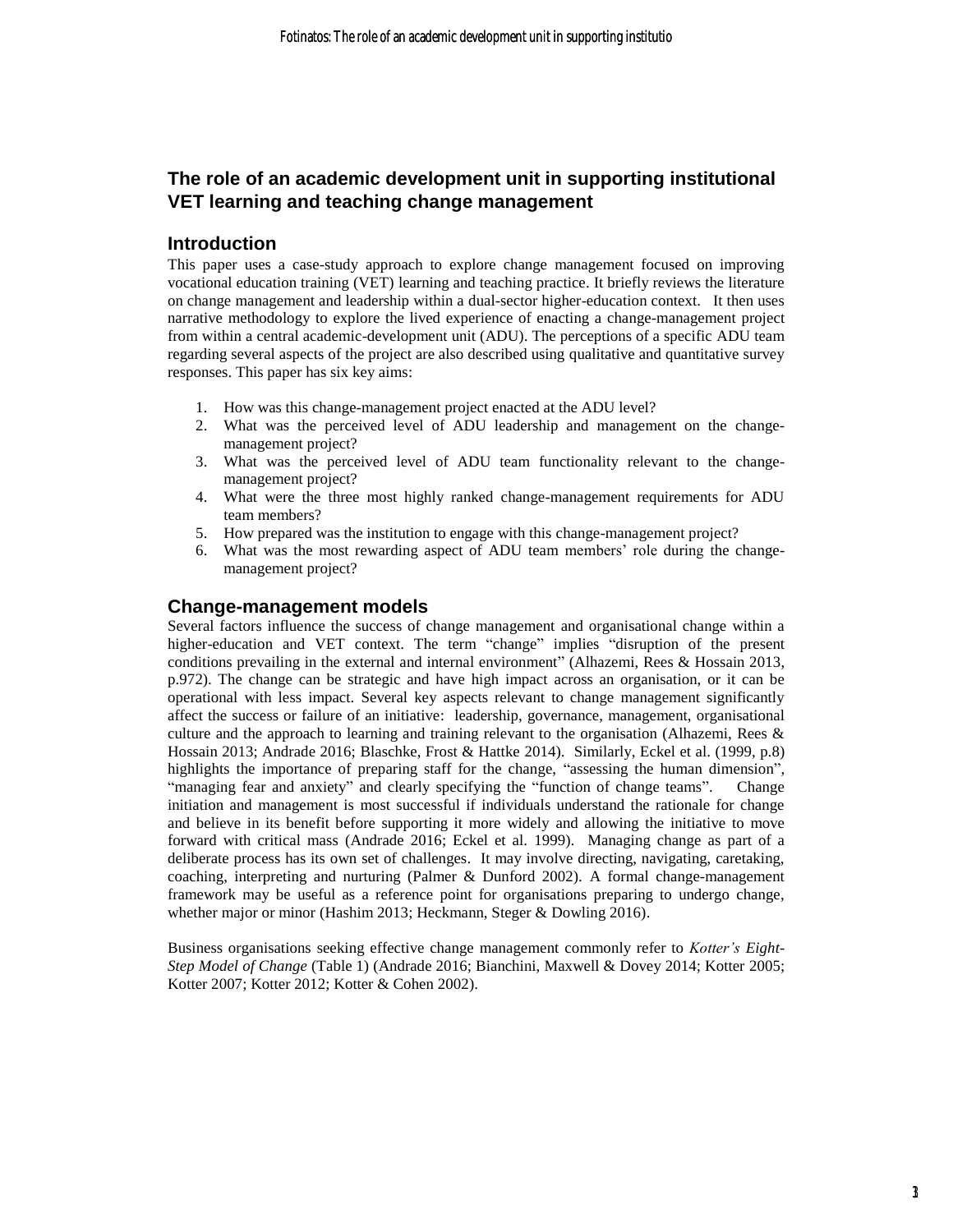## The role of an academic development unit in supporting institutional VET learning and teaching change management

### Introduction

This paper uses a case-study approach to explore change management focused on improving vocational education training (VET) learning and teaching practice. It briefly reviews the literature on change management and leadership within a dual-sector higher-education context. It then uses narrative methodology to explore the lived experience of enacting a change-management project from within a central academic-development unit (ADU). The perceptions of a specific ADU team regarding several aspects of the project are also described using qualitative and quantitative survey responses. This paper has six key aims:

1. How was this change-management project enacted at the ADU level?
2. What was the perceived level of ADU leadership and management on the change-management project?
3. What was the perceived level of ADU team functionality relevant to the change-management project?
4. What were the three most highly ranked change-management requirements for ADU team members?
5. How prepared was the institution to engage with this change-management project?
6. What was the most rewarding aspect of ADU team members' role during the change-management project?

### Change-management models

Several factors influence the success of change management and organisational change within a higher-education and VET context. The term "change" implies "disruption of the present conditions prevailing in the external and internal environment" (Alhazemi, Rees & Hossain 2013, p.972). The change can be strategic and have high impact across an organisation, or it can be operational with less impact. Several key aspects relevant to change management significantly affect the success or failure of an initiative: leadership, governance, management, organisational culture and the approach to learning and training relevant to the organisation (Alhazemi, Rees & Hossain 2013; Andrade 2016; Blaschke, Frost & Hattke 2014). Similarly, Eckel et al. (1999, p.8) highlights the importance of preparing staff for the change, "assessing the human dimension", "managing fear and anxiety" and clearly specifying the "function of change teams". Change initiation and management is most successful if individuals understand the rationale for change and believe in its benefit before supporting it more widely and allowing the initiative to move forward with critical mass (Andrade 2016; Eckel et al. 1999). Managing change as part of a deliberate process has its own set of challenges. It may involve directing, navigating, caretaking, coaching, interpreting and nurturing (Palmer & Dunford 2002). A formal change-management framework may be useful as a reference point for organisations preparing to undergo change, whether major or minor (Hashim 2013; Heckmann, Steger & Dowling 2016).

Business organisations seeking effective change management commonly refer to *Kotter's Eight-Step Model of Change* (Table 1) (Andrade 2016; Bianchini, Maxwell & Dovey 2014; Kotter 2005; Kotter 2007; Kotter 2012; Kotter & Cohen 2002).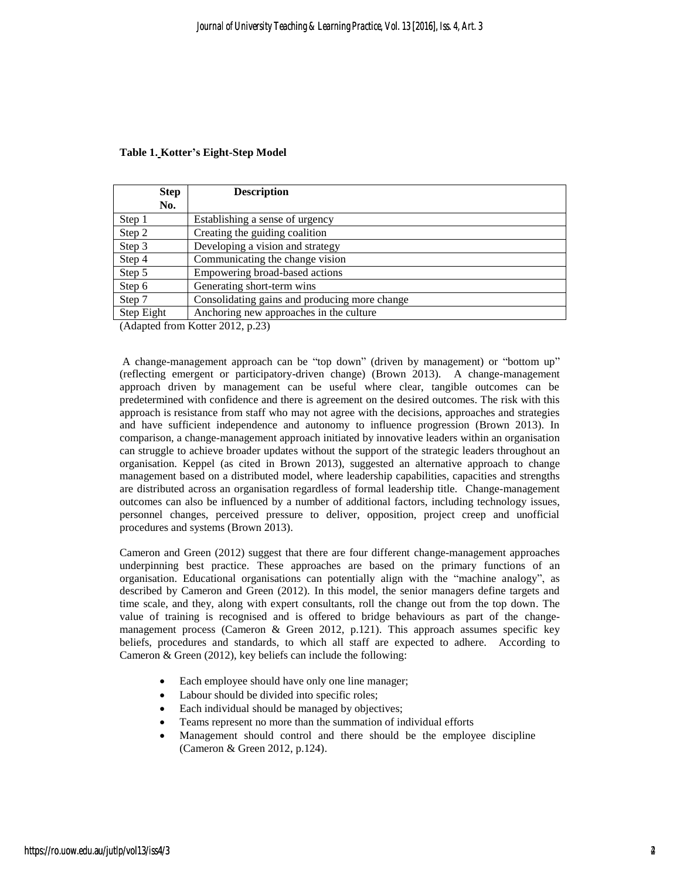**Table 1. Kotter's Eight-Step Model**

| Step No. | Description |
|---|---|
| Step 1 | Establishing a sense of urgency |
| Step 2 | Creating the guiding coalition |
| Step 3 | Developing a vision and strategy |
| Step 4 | Communicating the change vision |
| Step 5 | Empowering broad-based actions |
| Step 6 | Generating short-term wins |
| Step 7 | Consolidating gains and producing more change |
| Step Eight | Anchoring new approaches in the culture |

(Adapted from Kotter 2012, p.23)

A change-management approach can be "top down" (driven by management) or "bottom up" (reflecting emergent or participatory-driven change) (Brown 2013). A change-management approach driven by management can be useful where clear, tangible outcomes can be predetermined with confidence and there is agreement on the desired outcomes. The risk with this approach is resistance from staff who may not agree with the decisions, approaches and strategies and have sufficient independence and autonomy to influence progression (Brown 2013). In comparison, a change-management approach initiated by innovative leaders within an organisation can struggle to achieve broader updates without the support of the strategic leaders throughout an organisation. Keppel (as cited in Brown 2013), suggested an alternative approach to change management based on a distributed model, where leadership capabilities, capacities and strengths are distributed across an organisation regardless of formal leadership title. Change-management outcomes can also be influenced by a number of additional factors, including technology issues, personnel changes, perceived pressure to deliver, opposition, project creep and unofficial procedures and systems (Brown 2013).

Cameron and Green (2012) suggest that there are four different change-management approaches underpinning best practice. These approaches are based on the primary functions of an organisation. Educational organisations can potentially align with the "machine analogy", as described by Cameron and Green (2012). In this model, the senior managers define targets and time scale, and they, along with expert consultants, roll the change out from the top down. The value of training is recognised and is offered to bridge behaviours as part of the change-management process (Cameron & Green 2012, p.121). This approach assumes specific key beliefs, procedures and standards, to which all staff are expected to adhere. According to Cameron & Green (2012), key beliefs can include the following:

- Each employee should have only one line manager;
- Labour should be divided into specific roles;
- Each individual should be managed by objectives;
- Teams represent no more than the summation of individual efforts
- Management should control and there should be the employee discipline (Cameron & Green 2012, p.124).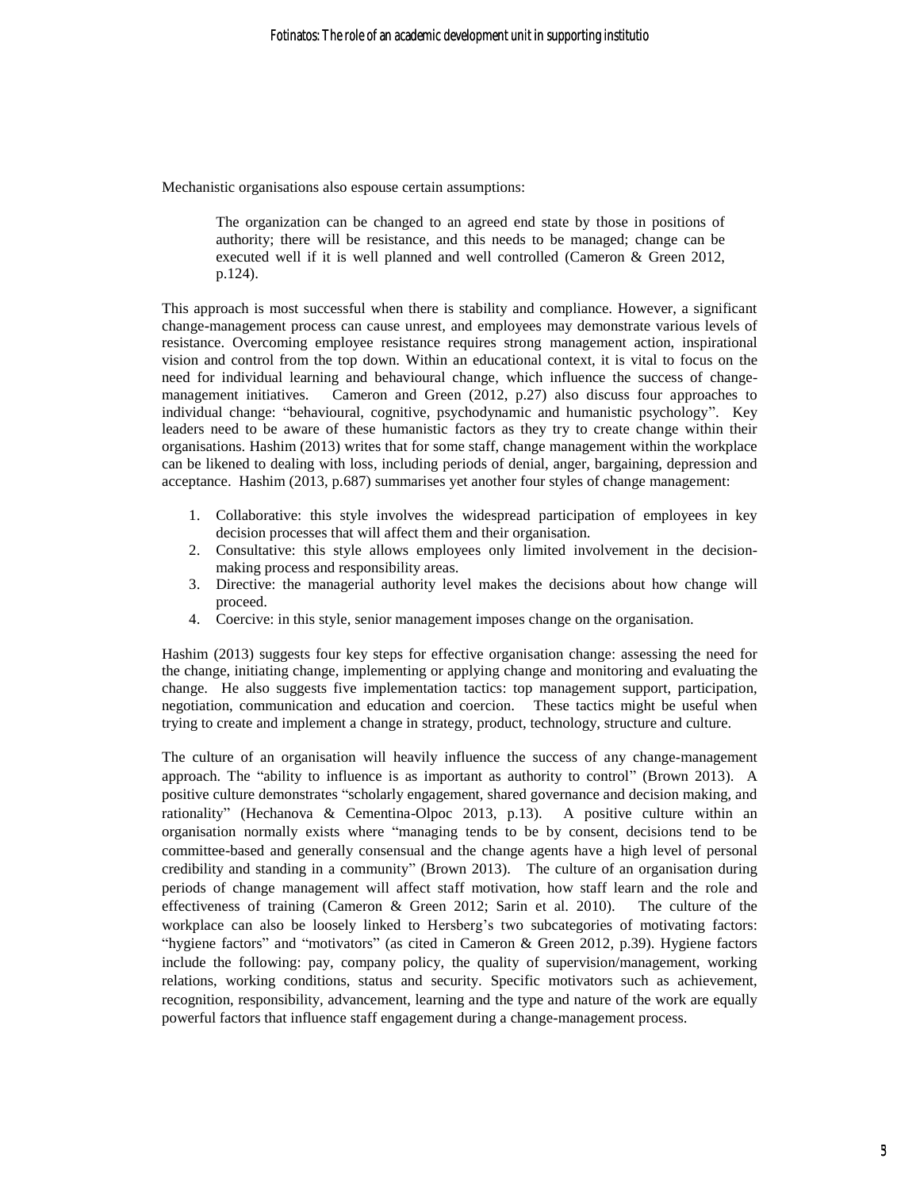Mechanistic organisations also espouse certain assumptions:

> The organization can be changed to an agreed end state by those in positions of authority; there will be resistance, and this needs to be managed; change can be executed well if it is well planned and well controlled (Cameron & Green 2012, p.124).

This approach is most successful when there is stability and compliance. However, a significant change-management process can cause unrest, and employees may demonstrate various levels of resistance. Overcoming employee resistance requires strong management action, inspirational vision and control from the top down. Within an educational context, it is vital to focus on the need for individual learning and behavioural change, which influence the success of change-management initiatives. Cameron and Green (2012, p.27) also discuss four approaches to individual change: "behavioural, cognitive, psychodynamic and humanistic psychology". Key leaders need to be aware of these humanistic factors as they try to create change within their organisations. Hashim (2013) writes that for some staff, change management within the workplace can be likened to dealing with loss, including periods of denial, anger, bargaining, depression and acceptance. Hashim (2013, p.687) summarises yet another four styles of change management:

1. Collaborative: this style involves the widespread participation of employees in key decision processes that will affect them and their organisation.
2. Consultative: this style allows employees only limited involvement in the decision-making process and responsibility areas.
3. Directive: the managerial authority level makes the decisions about how change will proceed.
4. Coercive: in this style, senior management imposes change on the organisation.

Hashim (2013) suggests four key steps for effective organisation change: assessing the need for the change, initiating change, implementing or applying change and monitoring and evaluating the change. He also suggests five implementation tactics: top management support, participation, negotiation, communication and education and coercion. These tactics might be useful when trying to create and implement a change in strategy, product, technology, structure and culture.

The culture of an organisation will heavily influence the success of any change-management approach. The "ability to influence is as important as authority to control" (Brown 2013). A positive culture demonstrates "scholarly engagement, shared governance and decision making, and rationality" (Hechanova & Cementina-Olpoc 2013, p.13). A positive culture within an organisation normally exists where "managing tends to be by consent, decisions tend to be committee-based and generally consensual and the change agents have a high level of personal credibility and standing in a community" (Brown 2013). The culture of an organisation during periods of change management will affect staff motivation, how staff learn and the role and effectiveness of training (Cameron & Green 2012; Sarin et al. 2010). The culture of the workplace can also be loosely linked to Hersberg's two subcategories of motivating factors: "hygiene factors" and "motivators" (as cited in Cameron & Green 2012, p.39). Hygiene factors include the following: pay, company policy, the quality of supervision/management, working relations, working conditions, status and security. Specific motivators such as achievement, recognition, responsibility, advancement, learning and the type and nature of the work are equally powerful factors that influence staff engagement during a change-management process.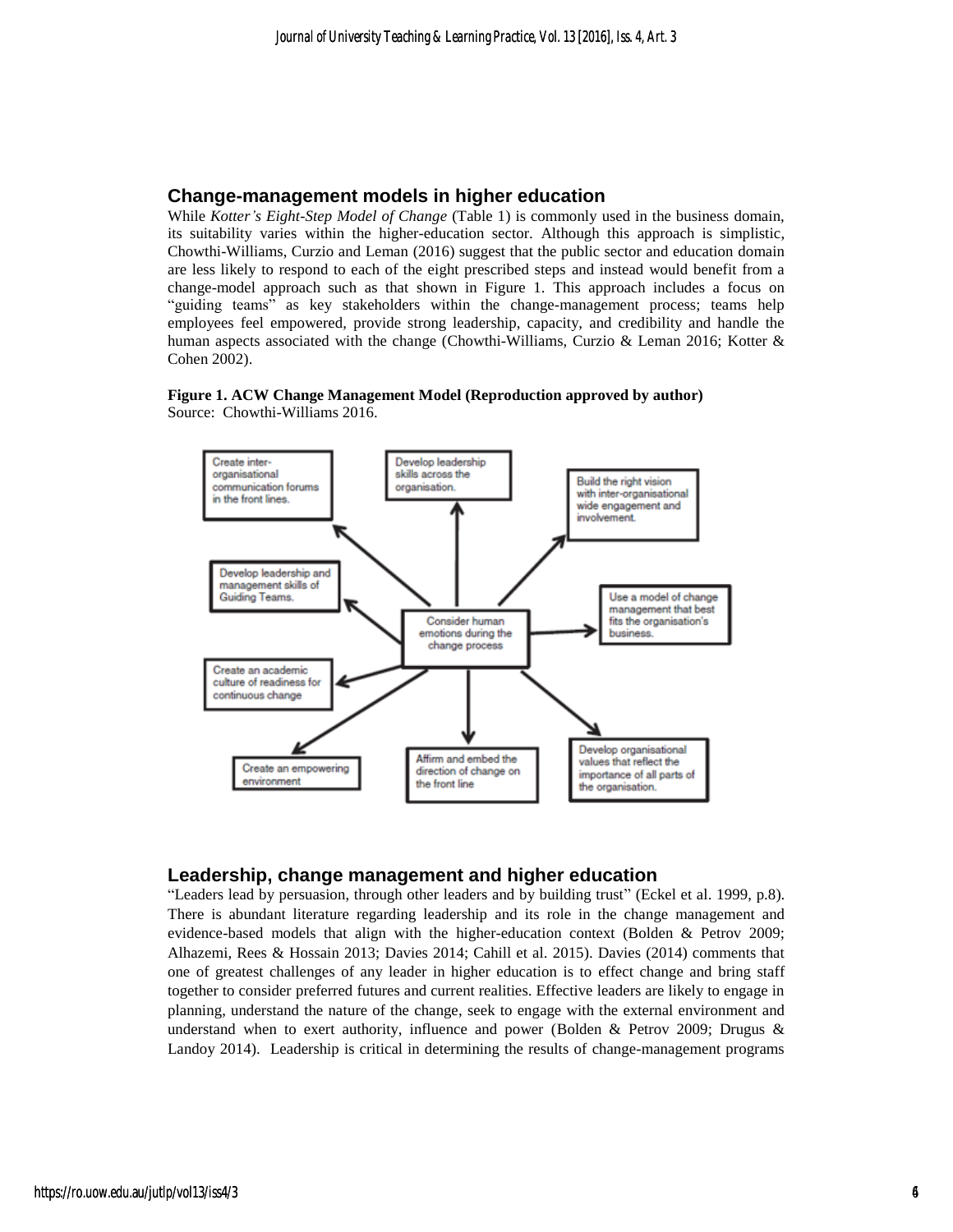## Change-management models in higher education

While *Kotter's Eight-Step Model of Change* (Table 1) is commonly used in the business domain, its suitability varies within the higher-education sector. Although this approach is simplistic, Chowthi-Williams, Curzio and Leman (2016) suggest that the public sector and education domain are less likely to respond to each of the eight prescribed steps and instead would benefit from a change-model approach such as that shown in Figure 1. This approach includes a focus on "guiding teams" as key stakeholders within the change-management process; teams help employees feel empowered, provide strong leadership, capacity, and credibility and handle the human aspects associated with the change (Chowthi-Williams, Curzio & Leman 2016; Kotter & Cohen 2002).

**Figure 1. ACW Change Management Model (Reproduction approved by author)**
Source: Chowthi-Williams 2016.

## Leadership, change management and higher education

"Leaders lead by persuasion, through other leaders and by building trust" (Eckel et al. 1999, p.8). There is abundant literature regarding leadership and its role in the change management and evidence-based models that align with the higher-education context (Bolden & Petrov 2009; Alhazemi, Rees & Hossain 2013; Davies 2014; Cahill et al. 2015). Davies (2014) comments that one of greatest challenges of any leader in higher education is to effect change and bring staff together to consider preferred futures and current realities. Effective leaders are likely to engage in planning, understand the nature of the change, seek to engage with the external environment and understand when to exert authority, influence and power (Bolden & Petrov 2009; Drugus & Landoy 2014). Leadership is critical in determining the results of change-management programs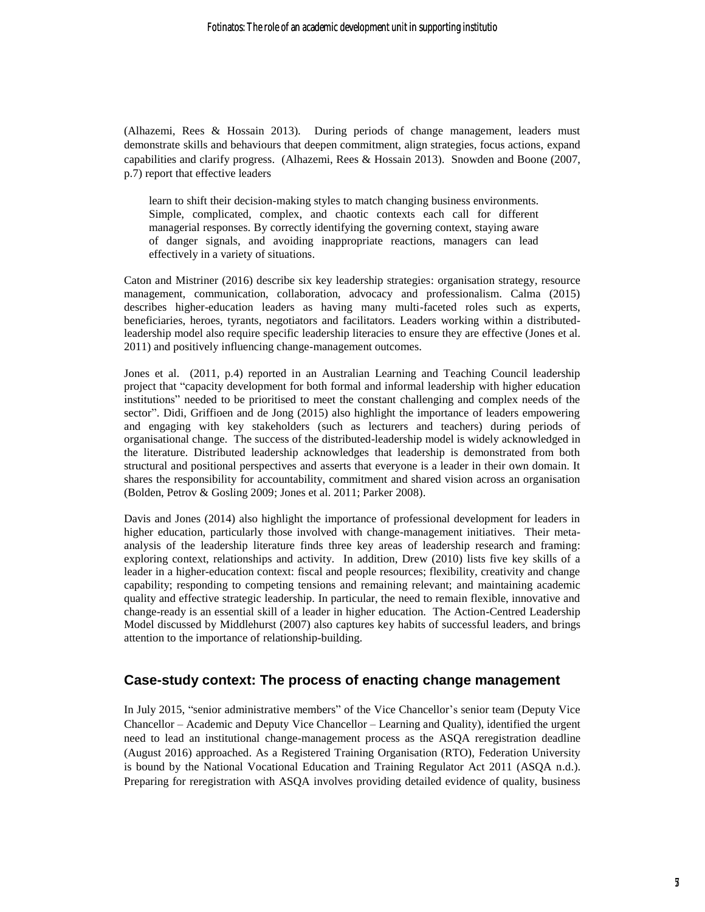(Alhazemi, Rees & Hossain 2013). During periods of change management, leaders must demonstrate skills and behaviours that deepen commitment, align strategies, focus actions, expand capabilities and clarify progress. (Alhazemi, Rees & Hossain 2013). Snowden and Boone (2007, p.7) report that effective leaders

> learn to shift their decision-making styles to match changing business environments. Simple, complicated, complex, and chaotic contexts each call for different managerial responses. By correctly identifying the governing context, staying aware of danger signals, and avoiding inappropriate reactions, managers can lead effectively in a variety of situations.

Caton and Mistriner (2016) describe six key leadership strategies: organisation strategy, resource management, communication, collaboration, advocacy and professionalism. Calma (2015) describes higher-education leaders as having many multi-faceted roles such as experts, beneficiaries, heroes, tyrants, negotiators and facilitators. Leaders working within a distributed-leadership model also require specific leadership literacies to ensure they are effective (Jones et al. 2011) and positively influencing change-management outcomes.

Jones et al. (2011, p.4) reported in an Australian Learning and Teaching Council leadership project that "capacity development for both formal and informal leadership with higher education institutions" needed to be prioritised to meet the constant challenging and complex needs of the sector". Didi, Griffioen and de Jong (2015) also highlight the importance of leaders empowering and engaging with key stakeholders (such as lecturers and teachers) during periods of organisational change. The success of the distributed-leadership model is widely acknowledged in the literature. Distributed leadership acknowledges that leadership is demonstrated from both structural and positional perspectives and asserts that everyone is a leader in their own domain. It shares the responsibility for accountability, commitment and shared vision across an organisation (Bolden, Petrov & Gosling 2009; Jones et al. 2011; Parker 2008).

Davis and Jones (2014) also highlight the importance of professional development for leaders in higher education, particularly those involved with change-management initiatives. Their meta-analysis of the leadership literature finds three key areas of leadership research and framing: exploring context, relationships and activity. In addition, Drew (2010) lists five key skills of a leader in a higher-education context: fiscal and people resources; flexibility, creativity and change capability; responding to competing tensions and remaining relevant; and maintaining academic quality and effective strategic leadership. In particular, the need to remain flexible, innovative and change-ready is an essential skill of a leader in higher education. The Action-Centred Leadership Model discussed by Middlehurst (2007) also captures key habits of successful leaders, and brings attention to the importance of relationship-building.

## Case-study context: The process of enacting change management

In July 2015, "senior administrative members" of the Vice Chancellor's senior team (Deputy Vice Chancellor – Academic and Deputy Vice Chancellor – Learning and Quality), identified the urgent need to lead an institutional change-management process as the ASQA reregistration deadline (August 2016) approached. As a Registered Training Organisation (RTO), Federation University is bound by the National Vocational Education and Training Regulator Act 2011 (ASQA n.d.). Preparing for reregistration with ASQA involves providing detailed evidence of quality, business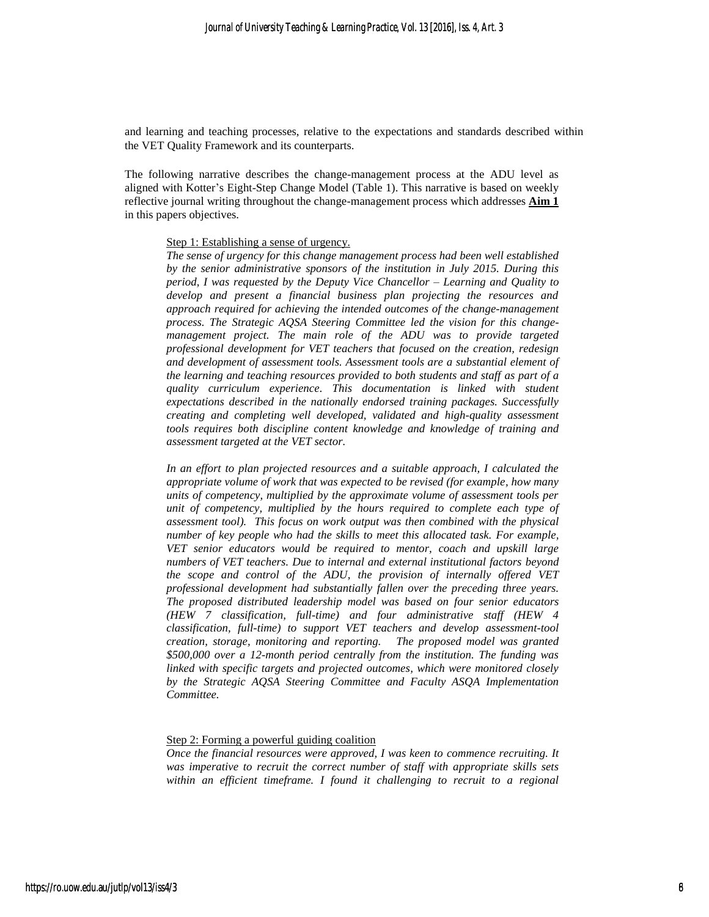and learning and teaching processes, relative to the expectations and standards described within the VET Quality Framework and its counterparts.

The following narrative describes the change-management process at the ADU level as aligned with Kotter's Eight-Step Change Model (Table 1). This narrative is based on weekly reflective journal writing throughout the change-management process which addresses **Aim 1** in this papers objectives.

Step 1: Establishing a sense of urgency.

*The sense of urgency for this change management process had been well established by the senior administrative sponsors of the institution in July 2015. During this period, I was requested by the Deputy Vice Chancellor – Learning and Quality to develop and present a financial business plan projecting the resources and approach required for achieving the intended outcomes of the change-management process. The Strategic AQSA Steering Committee led the vision for this change-management project. The main role of the ADU was to provide targeted professional development for VET teachers that focused on the creation, redesign and development of assessment tools. Assessment tools are a substantial element of the learning and teaching resources provided to both students and staff as part of a quality curriculum experience. This documentation is linked with student expectations described in the nationally endorsed training packages. Successfully creating and completing well developed, validated and high-quality assessment tools requires both discipline content knowledge and knowledge of training and assessment targeted at the VET sector.*

*In an effort to plan projected resources and a suitable approach, I calculated the appropriate volume of work that was expected to be revised (for example, how many units of competency, multiplied by the approximate volume of assessment tools per unit of competency, multiplied by the hours required to complete each type of assessment tool). This focus on work output was then combined with the physical number of key people who had the skills to meet this allocated task. For example, VET senior educators would be required to mentor, coach and upskill large numbers of VET teachers. Due to internal and external institutional factors beyond the scope and control of the ADU, the provision of internally offered VET professional development had substantially fallen over the preceding three years. The proposed distributed leadership model was based on four senior educators (HEW 7 classification, full-time) and four administrative staff (HEW 4 classification, full-time) to support VET teachers and develop assessment-tool creation, storage, monitoring and reporting. The proposed model was granted \$500,000 over a 12-month period centrally from the institution. The funding was linked with specific targets and projected outcomes, which were monitored closely by the Strategic AQSA Steering Committee and Faculty ASQA Implementation Committee.*

Step 2: Forming a powerful guiding coalition

*Once the financial resources were approved, I was keen to commence recruiting. It was imperative to recruit the correct number of staff with appropriate skills sets within an efficient timeframe. I found it challenging to recruit to a regional*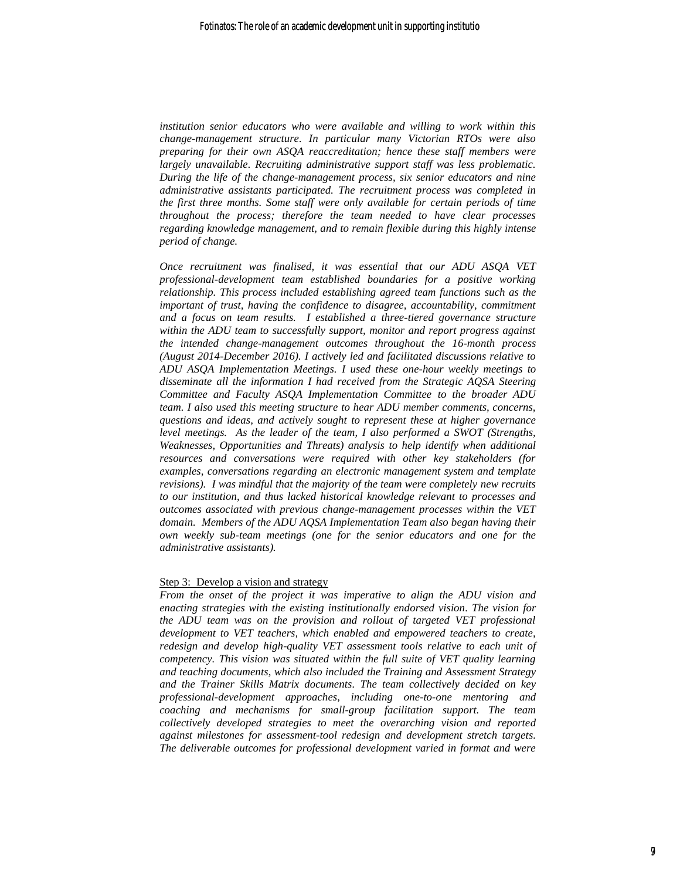*institution senior educators who were available and willing to work within this change-management structure. In particular many Victorian RTOs were also preparing for their own ASQA reaccreditation; hence these staff members were largely unavailable. Recruiting administrative support staff was less problematic. During the life of the change-management process, six senior educators and nine administrative assistants participated. The recruitment process was completed in the first three months. Some staff were only available for certain periods of time throughout the process; therefore the team needed to have clear processes regarding knowledge management, and to remain flexible during this highly intense period of change.*

*Once recruitment was finalised, it was essential that our ADU ASQA VET professional-development team established boundaries for a positive working relationship. This process included establishing agreed team functions such as the important of trust, having the confidence to disagree, accountability, commitment and a focus on team results. I established a three-tiered governance structure within the ADU team to successfully support, monitor and report progress against the intended change-management outcomes throughout the 16-month process (August 2014-December 2016). I actively led and facilitated discussions relative to ADU ASQA Implementation Meetings. I used these one-hour weekly meetings to disseminate all the information I had received from the Strategic AQSA Steering Committee and Faculty ASQA Implementation Committee to the broader ADU team. I also used this meeting structure to hear ADU member comments, concerns, questions and ideas, and actively sought to represent these at higher governance level meetings. As the leader of the team, I also performed a SWOT (Strengths, Weaknesses, Opportunities and Threats) analysis to help identify when additional resources and conversations were required with other key stakeholders (for examples, conversations regarding an electronic management system and template revisions). I was mindful that the majority of the team were completely new recruits to our institution, and thus lacked historical knowledge relevant to processes and outcomes associated with previous change-management processes within the VET domain. Members of the ADU AQSA Implementation Team also began having their own weekly sub-team meetings (one for the senior educators and one for the administrative assistants).*

Step 3: Develop a vision and strategy

*From the onset of the project it was imperative to align the ADU vision and enacting strategies with the existing institutionally endorsed vision. The vision for the ADU team was on the provision and rollout of targeted VET professional development to VET teachers, which enabled and empowered teachers to create, redesign and develop high-quality VET assessment tools relative to each unit of competency. This vision was situated within the full suite of VET quality learning and teaching documents, which also included the Training and Assessment Strategy and the Trainer Skills Matrix documents. The team collectively decided on key professional-development approaches, including one-to-one mentoring and coaching and mechanisms for small-group facilitation support. The team collectively developed strategies to meet the overarching vision and reported against milestones for assessment-tool redesign and development stretch targets. The deliverable outcomes for professional development varied in format and were*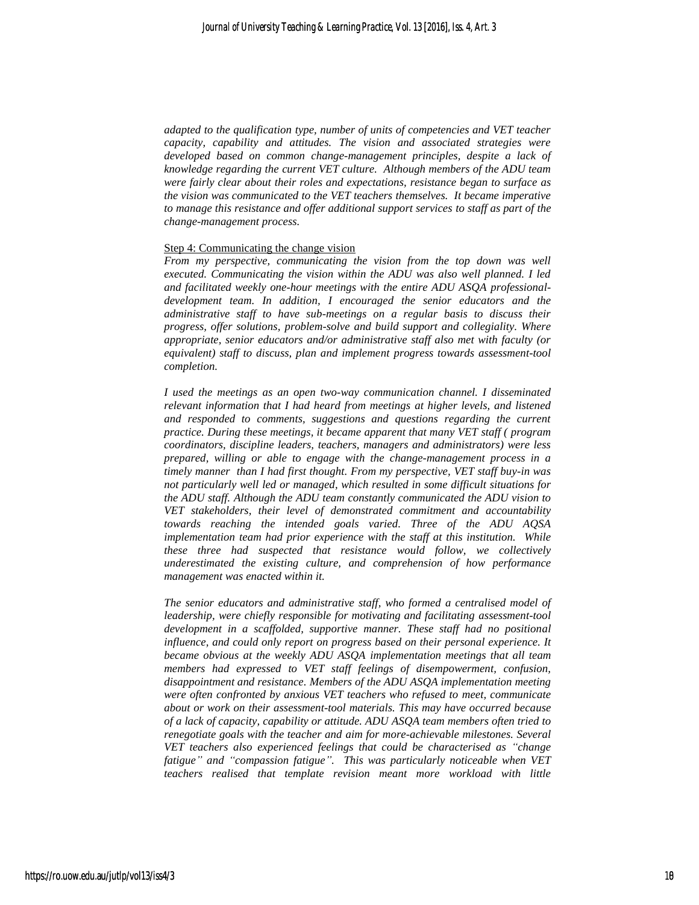*adapted to the qualification type, number of units of competencies and VET teacher capacity, capability and attitudes. The vision and associated strategies were developed based on common change-management principles, despite a lack of knowledge regarding the current VET culture. Although members of the ADU team were fairly clear about their roles and expectations, resistance began to surface as the vision was communicated to the VET teachers themselves. It became imperative to manage this resistance and offer additional support services to staff as part of the change-management process.*

Step 4: Communicating the change vision

*From my perspective, communicating the vision from the top down was well executed. Communicating the vision within the ADU was also well planned. I led and facilitated weekly one-hour meetings with the entire ADU ASQA professional-development team. In addition, I encouraged the senior educators and the administrative staff to have sub-meetings on a regular basis to discuss their progress, offer solutions, problem-solve and build support and collegiality. Where appropriate, senior educators and/or administrative staff also met with faculty (or equivalent) staff to discuss, plan and implement progress towards assessment-tool completion.*

*I used the meetings as an open two-way communication channel. I disseminated relevant information that I had heard from meetings at higher levels, and listened and responded to comments, suggestions and questions regarding the current practice. During these meetings, it became apparent that many VET staff ( program coordinators, discipline leaders, teachers, managers and administrators) were less prepared, willing or able to engage with the change-management process in a timely manner than I had first thought. From my perspective, VET staff buy-in was not particularly well led or managed, which resulted in some difficult situations for the ADU staff. Although the ADU team constantly communicated the ADU vision to VET stakeholders, their level of demonstrated commitment and accountability towards reaching the intended goals varied. Three of the ADU AQSA implementation team had prior experience with the staff at this institution. While these three had suspected that resistance would follow, we collectively underestimated the existing culture, and comprehension of how performance management was enacted within it.*

*The senior educators and administrative staff, who formed a centralised model of leadership, were chiefly responsible for motivating and facilitating assessment-tool development in a scaffolded, supportive manner. These staff had no positional influence, and could only report on progress based on their personal experience. It became obvious at the weekly ADU ASQA implementation meetings that all team members had expressed to VET staff feelings of disempowerment, confusion, disappointment and resistance. Members of the ADU ASQA implementation meeting were often confronted by anxious VET teachers who refused to meet, communicate about or work on their assessment-tool materials. This may have occurred because of a lack of capacity, capability or attitude. ADU ASQA team members often tried to renegotiate goals with the teacher and aim for more-achievable milestones. Several VET teachers also experienced feelings that could be characterised as "change fatigue" and "compassion fatigue". This was particularly noticeable when VET teachers realised that template revision meant more workload with little*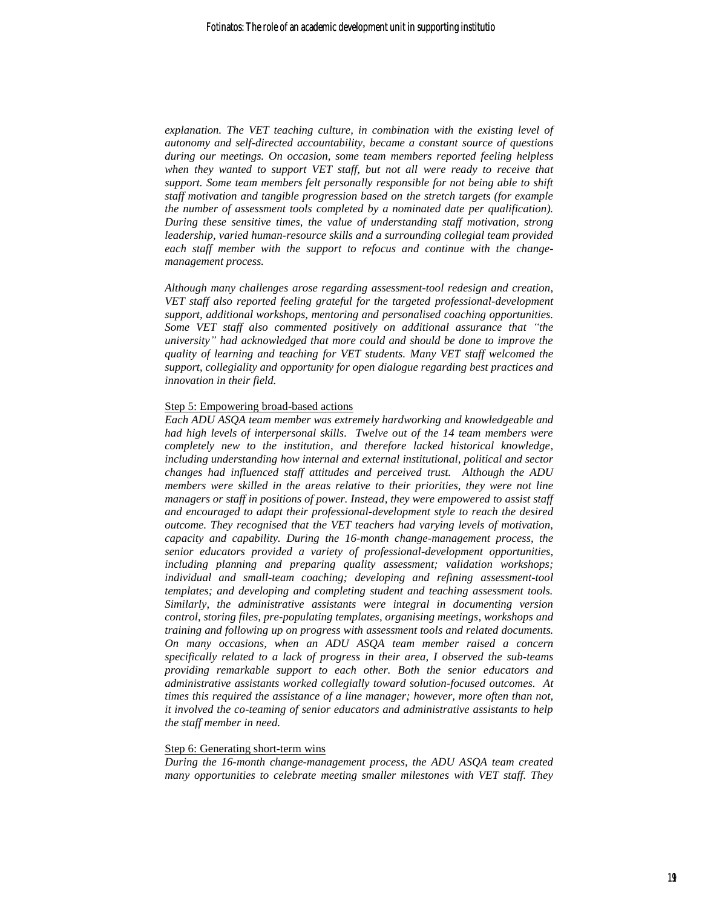*explanation. The VET teaching culture, in combination with the existing level of autonomy and self-directed accountability, became a constant source of questions during our meetings. On occasion, some team members reported feeling helpless when they wanted to support VET staff, but not all were ready to receive that support. Some team members felt personally responsible for not being able to shift staff motivation and tangible progression based on the stretch targets (for example the number of assessment tools completed by a nominated date per qualification). During these sensitive times, the value of understanding staff motivation, strong leadership, varied human-resource skills and a surrounding collegial team provided each staff member with the support to refocus and continue with the change-management process.*

*Although many challenges arose regarding assessment-tool redesign and creation, VET staff also reported feeling grateful for the targeted professional-development support, additional workshops, mentoring and personalised coaching opportunities. Some VET staff also commented positively on additional assurance that "the university" had acknowledged that more could and should be done to improve the quality of learning and teaching for VET students. Many VET staff welcomed the support, collegiality and opportunity for open dialogue regarding best practices and innovation in their field.*

<u>Step 5: Empowering broad-based actions</u>

*Each ADU ASQA team member was extremely hardworking and knowledgeable and had high levels of interpersonal skills. Twelve out of the 14 team members were completely new to the institution, and therefore lacked historical knowledge, including understanding how internal and external institutional, political and sector changes had influenced staff attitudes and perceived trust. Although the ADU members were skilled in the areas relative to their priorities, they were not line managers or staff in positions of power. Instead, they were empowered to assist staff and encouraged to adapt their professional-development style to reach the desired outcome. They recognised that the VET teachers had varying levels of motivation, capacity and capability. During the 16-month change-management process, the senior educators provided a variety of professional-development opportunities, including planning and preparing quality assessment; validation workshops; individual and small-team coaching; developing and refining assessment-tool templates; and developing and completing student and teaching assessment tools. Similarly, the administrative assistants were integral in documenting version control, storing files, pre-populating templates, organising meetings, workshops and training and following up on progress with assessment tools and related documents. On many occasions, when an ADU ASQA team member raised a concern specifically related to a lack of progress in their area, I observed the sub-teams providing remarkable support to each other. Both the senior educators and administrative assistants worked collegially toward solution-focused outcomes. At times this required the assistance of a line manager; however, more often than not, it involved the co-teaming of senior educators and administrative assistants to help the staff member in need.*

<u>Step 6: Generating short-term wins</u>

*During the 16-month change-management process, the ADU ASQA team created many opportunities to celebrate meeting smaller milestones with VET staff. They*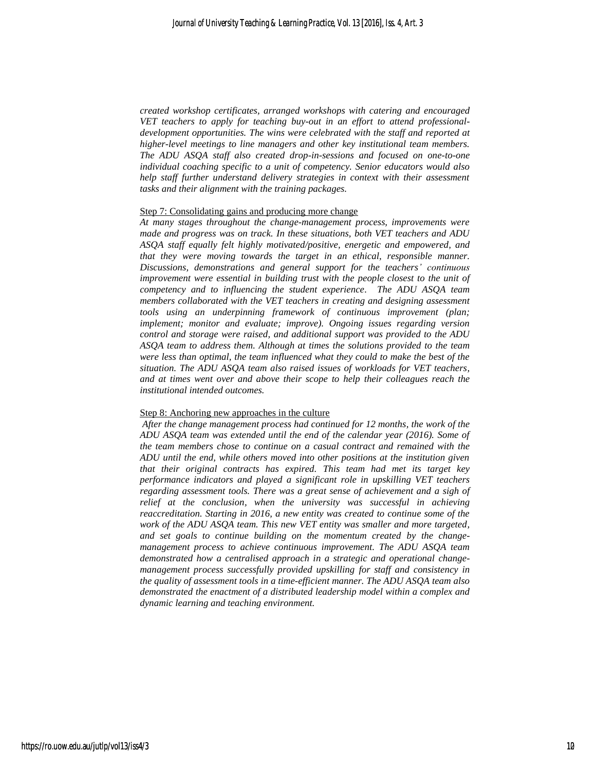*created workshop certificates, arranged workshops with catering and encouraged VET teachers to apply for teaching buy-out in an effort to attend professional-development opportunities. The wins were celebrated with the staff and reported at higher-level meetings to line managers and other key institutional team members. The ADU ASQA staff also created drop-in-sessions and focused on one-to-one individual coaching specific to a unit of competency. Senior educators would also help staff further understand delivery strategies in context with their assessment tasks and their alignment with the training packages.*

Step 7: Consolidating gains and producing more change

*At many stages throughout the change-management process, improvements were made and progress was on track. In these situations, both VET teachers and ADU ASQA staff equally felt highly motivated/positive, energetic and empowered, and that they were moving towards the target in an ethical, responsible manner. Discussions, demonstrations and general support for the teachers' continuous improvement were essential in building trust with the people closest to the unit of competency and to influencing the student experience. The ADU ASQA team members collaborated with the VET teachers in creating and designing assessment tools using an underpinning framework of continuous improvement (plan; implement; monitor and evaluate; improve). Ongoing issues regarding version control and storage were raised, and additional support was provided to the ADU ASQA team to address them. Although at times the solutions provided to the team were less than optimal, the team influenced what they could to make the best of the situation. The ADU ASQA team also raised issues of workloads for VET teachers, and at times went over and above their scope to help their colleagues reach the institutional intended outcomes.*

Step 8: Anchoring new approaches in the culture

*After the change management process had continued for 12 months, the work of the ADU ASQA team was extended until the end of the calendar year (2016). Some of the team members chose to continue on a casual contract and remained with the ADU until the end, while others moved into other positions at the institution given that their original contracts has expired. This team had met its target key performance indicators and played a significant role in upskilling VET teachers regarding assessment tools. There was a great sense of achievement and a sigh of relief at the conclusion, when the university was successful in achieving reaccreditation. Starting in 2016, a new entity was created to continue some of the work of the ADU ASQA team. This new VET entity was smaller and more targeted, and set goals to continue building on the momentum created by the change-management process to achieve continuous improvement. The ADU ASQA team demonstrated how a centralised approach in a strategic and operational change-management process successfully provided upskilling for staff and consistency in the quality of assessment tools in a time-efficient manner. The ADU ASQA team also demonstrated the enactment of a distributed leadership model within a complex and dynamic learning and teaching environment.*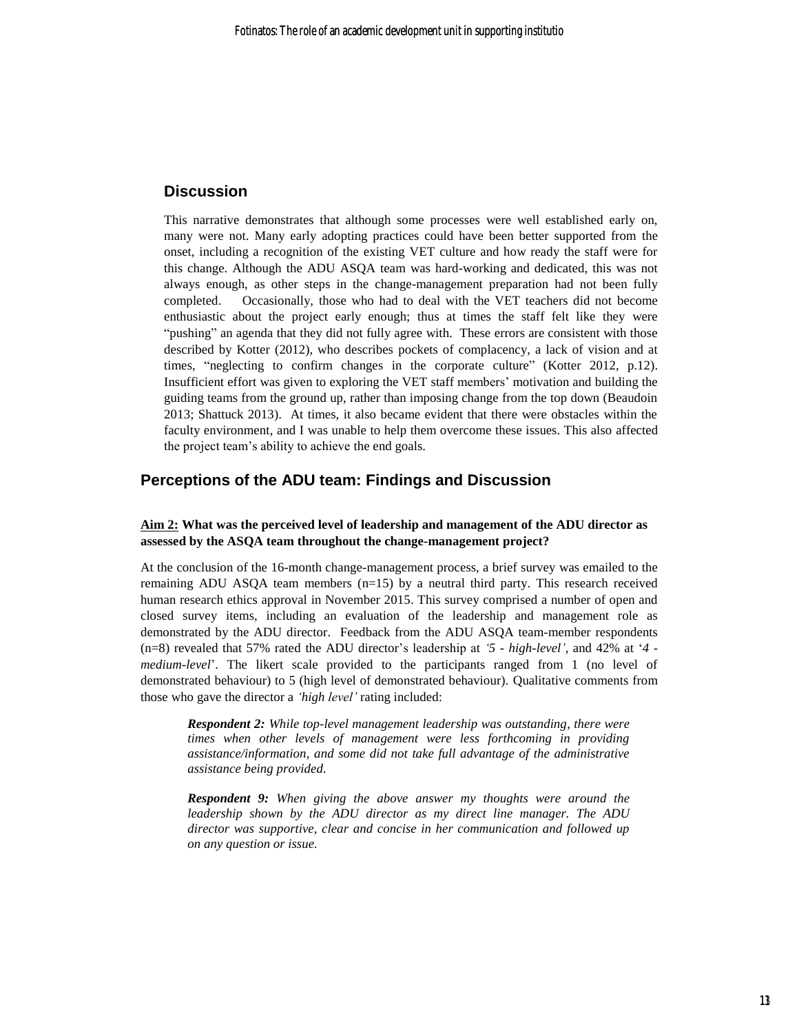## Discussion

This narrative demonstrates that although some processes were well established early on, many were not. Many early adopting practices could have been better supported from the onset, including a recognition of the existing VET culture and how ready the staff were for this change. Although the ADU ASQA team was hard-working and dedicated, this was not always enough, as other steps in the change-management preparation had not been fully completed. Occasionally, those who had to deal with the VET teachers did not become enthusiastic about the project early enough; thus at times the staff felt like they were "pushing" an agenda that they did not fully agree with. These errors are consistent with those described by Kotter (2012), who describes pockets of complacency, a lack of vision and at times, "neglecting to confirm changes in the corporate culture" (Kotter 2012, p.12). Insufficient effort was given to exploring the VET staff members' motivation and building the guiding teams from the ground up, rather than imposing change from the top down (Beaudoin 2013; Shattuck 2013). At times, it also became evident that there were obstacles within the faculty environment, and I was unable to help them overcome these issues. This also affected the project team's ability to achieve the end goals.

## Perceptions of the ADU team: Findings and Discussion

**Aim 2: What was the perceived level of leadership and management of the ADU director as assessed by the ASQA team throughout the change-management project?**

At the conclusion of the 16-month change-management process, a brief survey was emailed to the remaining ADU ASQA team members (n=15) by a neutral third party. This research received human research ethics approval in November 2015. This survey comprised a number of open and closed survey items, including an evaluation of the leadership and management role as demonstrated by the ADU director. Feedback from the ADU ASQA team-member respondents (n=8) revealed that 57% rated the ADU director's leadership at *'5 - high-level'*, and 42% at '*4 - medium-level*'. The likert scale provided to the participants ranged from 1 (no level of demonstrated behaviour) to 5 (high level of demonstrated behaviour). Qualitative comments from those who gave the director a *'high level'* rating included:

> ***Respondent 2:*** *While top-level management leadership was outstanding, there were times when other levels of management were less forthcoming in providing assistance/information, and some did not take full advantage of the administrative assistance being provided.*

> ***Respondent 9:*** *When giving the above answer my thoughts were around the leadership shown by the ADU director as my direct line manager. The ADU director was supportive, clear and concise in her communication and followed up on any question or issue.*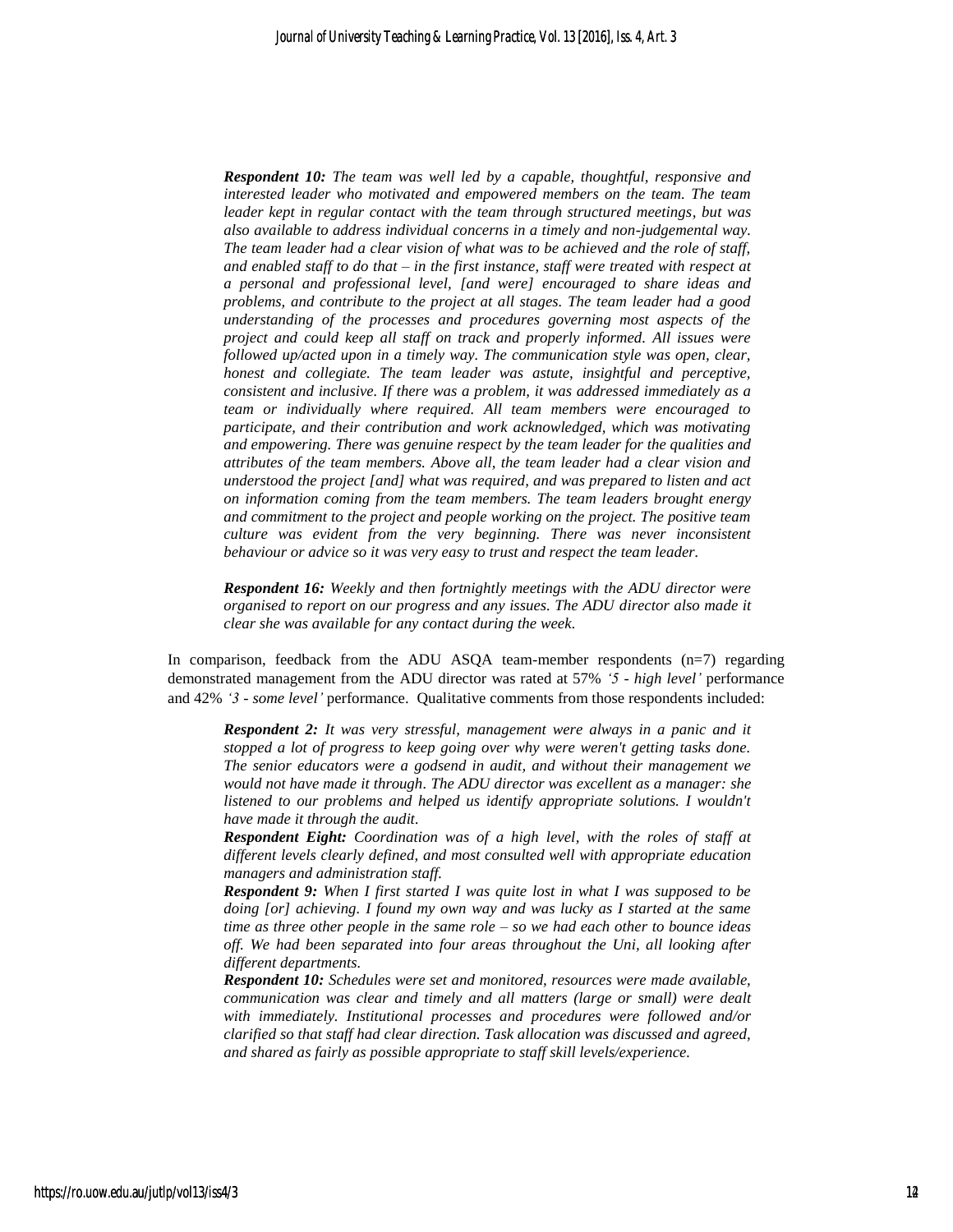***Respondent 10:*** *The team was well led by a capable, thoughtful, responsive and interested leader who motivated and empowered members on the team. The team leader kept in regular contact with the team through structured meetings, but was also available to address individual concerns in a timely and non-judgemental way. The team leader had a clear vision of what was to be achieved and the role of staff, and enabled staff to do that – in the first instance, staff were treated with respect at a personal and professional level, [and were] encouraged to share ideas and problems, and contribute to the project at all stages. The team leader had a good understanding of the processes and procedures governing most aspects of the project and could keep all staff on track and properly informed. All issues were followed up/acted upon in a timely way. The communication style was open, clear, honest and collegiate. The team leader was astute, insightful and perceptive, consistent and inclusive. If there was a problem, it was addressed immediately as a team or individually where required. All team members were encouraged to participate, and their contribution and work acknowledged, which was motivating and empowering. There was genuine respect by the team leader for the qualities and attributes of the team members. Above all, the team leader had a clear vision and understood the project [and] what was required, and was prepared to listen and act on information coming from the team members. The team leaders brought energy and commitment to the project and people working on the project. The positive team culture was evident from the very beginning. There was never inconsistent behaviour or advice so it was very easy to trust and respect the team leader.*

***Respondent 16:*** *Weekly and then fortnightly meetings with the ADU director were organised to report on our progress and any issues. The ADU director also made it clear she was available for any contact during the week.*

In comparison, feedback from the ADU ASQA team-member respondents (n=7) regarding demonstrated management from the ADU director was rated at 57% *'5 - high level'* performance and 42% *'3 - some level'* performance. Qualitative comments from those respondents included:

***Respondent 2:*** *It was very stressful, management were always in a panic and it stopped a lot of progress to keep going over why were weren't getting tasks done. The senior educators were a godsend in audit, and without their management we would not have made it through. The ADU director was excellent as a manager: she listened to our problems and helped us identify appropriate solutions. I wouldn't have made it through the audit.*

***Respondent Eight:*** *Coordination was of a high level, with the roles of staff at different levels clearly defined, and most consulted well with appropriate education managers and administration staff.*

***Respondent 9:*** *When I first started I was quite lost in what I was supposed to be doing [or] achieving. I found my own way and was lucky as I started at the same time as three other people in the same role – so we had each other to bounce ideas off. We had been separated into four areas throughout the Uni, all looking after different departments.*

***Respondent 10:*** *Schedules were set and monitored, resources were made available, communication was clear and timely and all matters (large or small) were dealt with immediately. Institutional processes and procedures were followed and/or clarified so that staff had clear direction. Task allocation was discussed and agreed, and shared as fairly as possible appropriate to staff skill levels/experience.*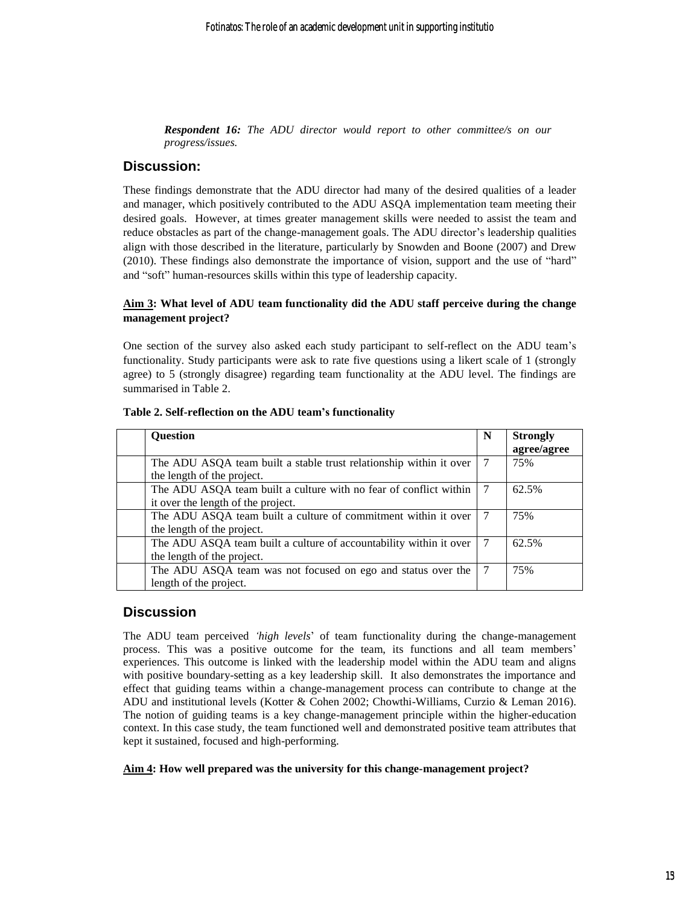***Respondent 16:*** *The ADU director would report to other committee/s on our progress/issues.*

## Discussion:

These findings demonstrate that the ADU director had many of the desired qualities of a leader and manager, which positively contributed to the ADU ASQA implementation team meeting their desired goals. However, at times greater management skills were needed to assist the team and reduce obstacles as part of the change-management goals. The ADU director's leadership qualities align with those described in the literature, particularly by Snowden and Boone (2007) and Drew (2010). These findings also demonstrate the importance of vision, support and the use of "hard" and "soft" human-resources skills within this type of leadership capacity.

**Aim 3: What level of ADU team functionality did the ADU staff perceive during the change management project?**

One section of the survey also asked each study participant to self-reflect on the ADU team's functionality. Study participants were ask to rate five questions using a likert scale of 1 (strongly agree) to 5 (strongly disagree) regarding team functionality at the ADU level. The findings are summarised in Table 2.

**Table 2. Self-reflection on the ADU team's functionality**

| | Question | N | Strongly agree/agree |
|---|---|---|---|
| | The ADU ASQA team built a stable trust relationship within it over the length of the project. | 7 | 75% |
| | The ADU ASQA team built a culture with no fear of conflict within it over the length of the project. | 7 | 62.5% |
| | The ADU ASQA team built a culture of commitment within it over the length of the project. | 7 | 75% |
| | The ADU ASQA team built a culture of accountability within it over the length of the project. | 7 | 62.5% |
| | The ADU ASQA team was not focused on ego and status over the length of the project. | 7 | 75% |

## Discussion

The ADU team perceived *'high levels*' of team functionality during the change-management process. This was a positive outcome for the team, its functions and all team members' experiences. This outcome is linked with the leadership model within the ADU team and aligns with positive boundary-setting as a key leadership skill. It also demonstrates the importance and effect that guiding teams within a change-management process can contribute to change at the ADU and institutional levels (Kotter & Cohen 2002; Chowthi-Williams, Curzio & Leman 2016). The notion of guiding teams is a key change-management principle within the higher-education context. In this case study, the team functioned well and demonstrated positive team attributes that kept it sustained, focused and high-performing.

**Aim 4: How well prepared was the university for this change-management project?**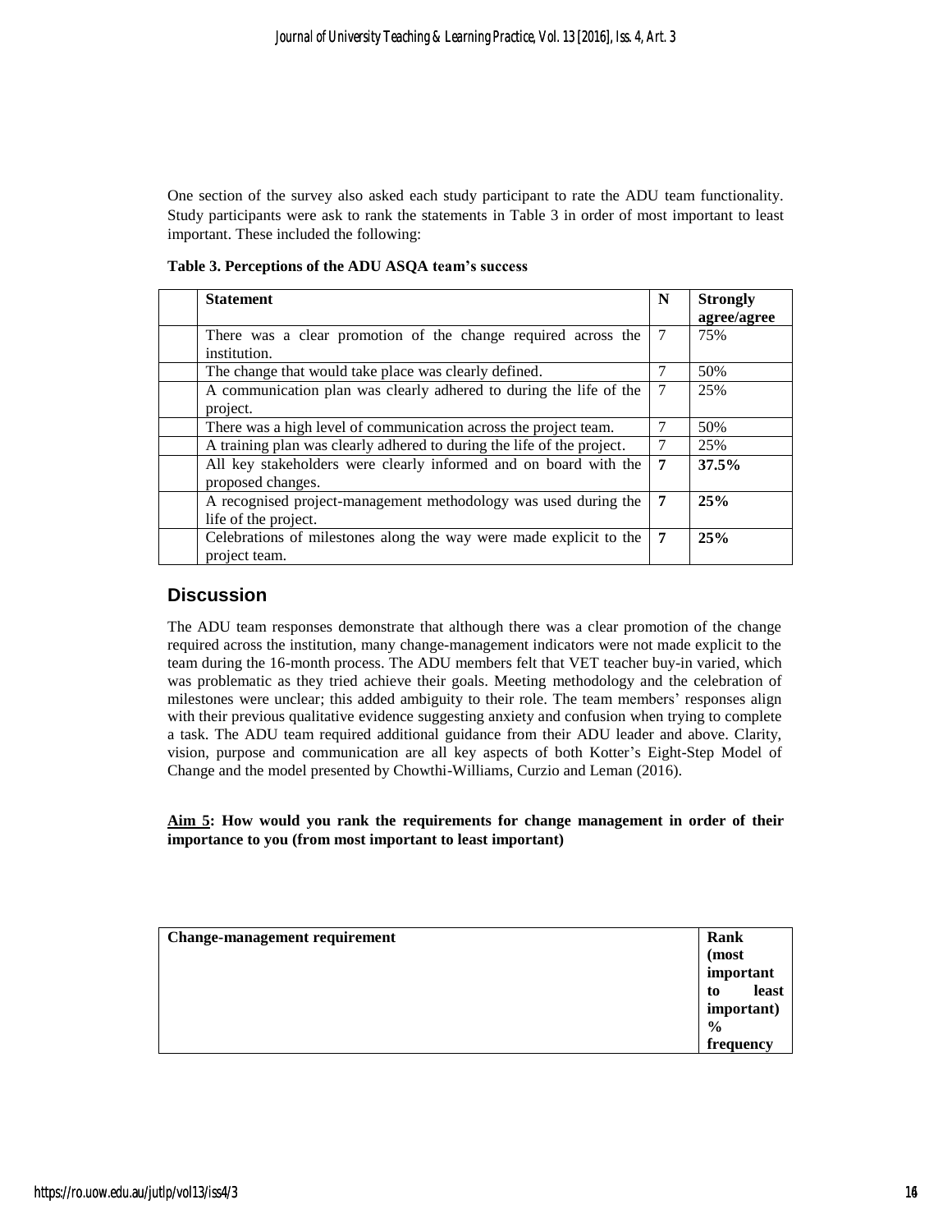One section of the survey also asked each study participant to rate the ADU team functionality. Study participants were ask to rank the statements in Table 3 in order of most important to least important. These included the following:

**Table 3. Perceptions of the ADU ASQA team's success**

| | Statement | N | Strongly agree/agree |
|---|---|---|---|
| | There was a clear promotion of the change required across the institution. | 7 | 75% |
| | The change that would take place was clearly defined. | 7 | 50% |
| | A communication plan was clearly adhered to during the life of the project. | 7 | 25% |
| | There was a high level of communication across the project team. | 7 | 50% |
| | A training plan was clearly adhered to during the life of the project. | 7 | 25% |
| | All key stakeholders were clearly informed and on board with the proposed changes. | **7** | **37.5%** |
| | A recognised project-management methodology was used during the life of the project. | **7** | **25%** |
| | Celebrations of milestones along the way were made explicit to the project team. | **7** | **25%** |

## Discussion

The ADU team responses demonstrate that although there was a clear promotion of the change required across the institution, many change-management indicators were not made explicit to the team during the 16-month process. The ADU members felt that VET teacher buy-in varied, which was problematic as they tried achieve their goals. Meeting methodology and the celebration of milestones were unclear; this added ambiguity to their role. The team members' responses align with their previous qualitative evidence suggesting anxiety and confusion when trying to complete a task. The ADU team required additional guidance from their ADU leader and above. Clarity, vision, purpose and communication are all key aspects of both Kotter's Eight-Step Model of Change and the model presented by Chowthi-Williams, Curzio and Leman (2016).

**<u>Aim 5</u>: How would you rank the requirements for change management in order of their importance to you (from most important to least important)**

| Change-management requirement | Rank (most important to least important) % frequency |
|---|---|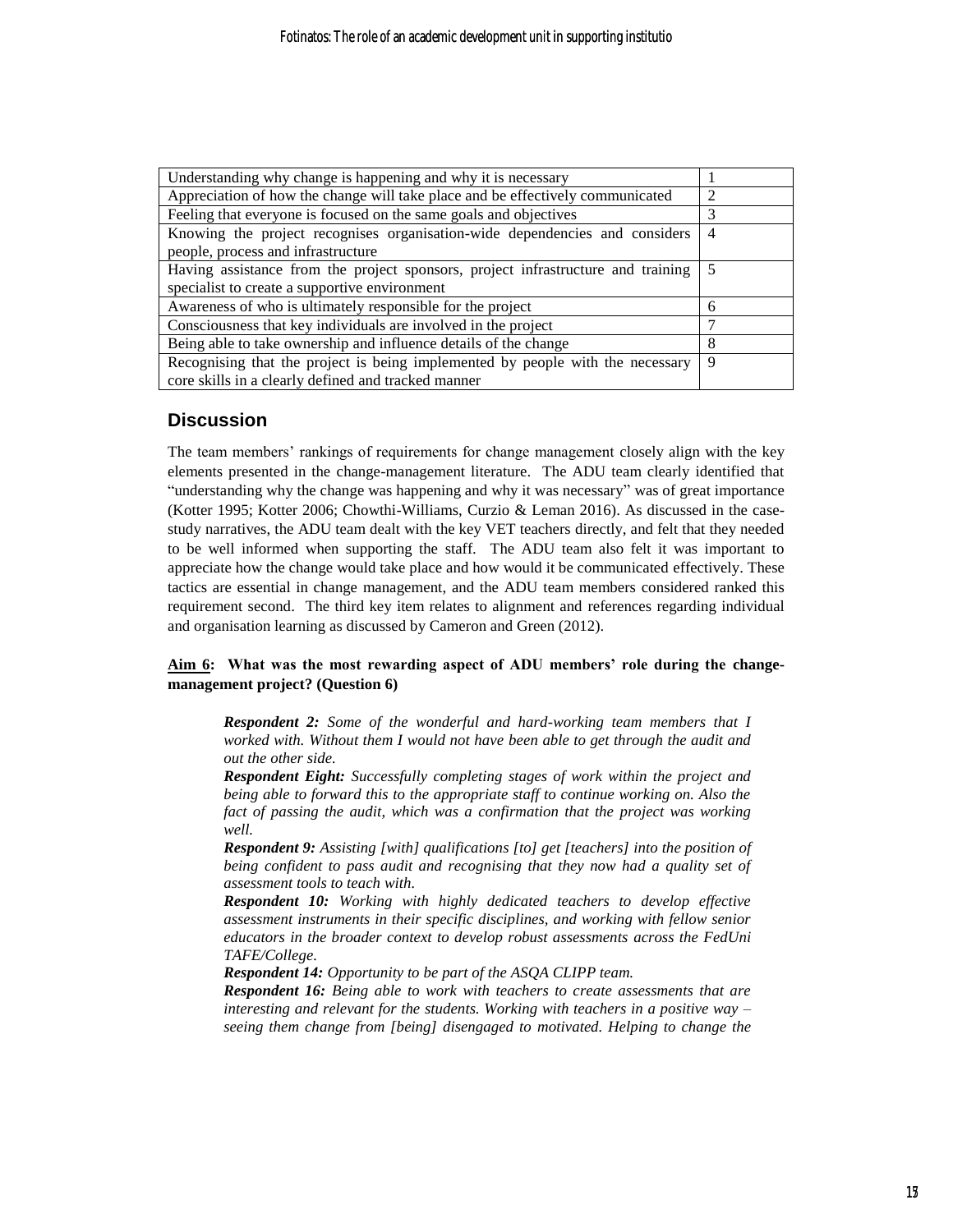| Understanding why change is happening and why it is necessary | 1 |
|---|---|
| Appreciation of how the change will take place and be effectively communicated | 2 |
| Feeling that everyone is focused on the same goals and objectives | 3 |
| Knowing the project recognises organisation-wide dependencies and considers people, process and infrastructure | 4 |
| Having assistance from the project sponsors, project infrastructure and training specialist to create a supportive environment | 5 |
| Awareness of who is ultimately responsible for the project | 6 |
| Consciousness that key individuals are involved in the project | 7 |
| Being able to take ownership and influence details of the change | 8 |
| Recognising that the project is being implemented by people with the necessary core skills in a clearly defined and tracked manner | 9 |

## Discussion

The team members' rankings of requirements for change management closely align with the key elements presented in the change-management literature. The ADU team clearly identified that "understanding why the change was happening and why it was necessary" was of great importance (Kotter 1995; Kotter 2006; Chowthi-Williams, Curzio & Leman 2016). As discussed in the case-study narratives, the ADU team dealt with the key VET teachers directly, and felt that they needed to be well informed when supporting the staff. The ADU team also felt it was important to appreciate how the change would take place and how would it be communicated effectively. These tactics are essential in change management, and the ADU team members considered ranked this requirement second. The third key item relates to alignment and references regarding individual and organisation learning as discussed by Cameron and Green (2012).

**<u>Aim 6</u>: What was the most rewarding aspect of ADU members' role during the change-management project? (Question 6)**

> ***Respondent 2:*** *Some of the wonderful and hard-working team members that I worked with. Without them I would not have been able to get through the audit and out the other side.*
>
> ***Respondent Eight:*** *Successfully completing stages of work within the project and being able to forward this to the appropriate staff to continue working on. Also the fact of passing the audit, which was a confirmation that the project was working well.*
>
> ***Respondent 9:*** *Assisting [with] qualifications [to] get [teachers] into the position of being confident to pass audit and recognising that they now had a quality set of assessment tools to teach with.*
>
> ***Respondent 10:*** *Working with highly dedicated teachers to develop effective assessment instruments in their specific disciplines, and working with fellow senior educators in the broader context to develop robust assessments across the FedUni TAFE/College.*
>
> ***Respondent 14:*** *Opportunity to be part of the ASQA CLIPP team.*
>
> ***Respondent 16:*** *Being able to work with teachers to create assessments that are interesting and relevant for the students. Working with teachers in a positive way – seeing them change from [being] disengaged to motivated. Helping to change the*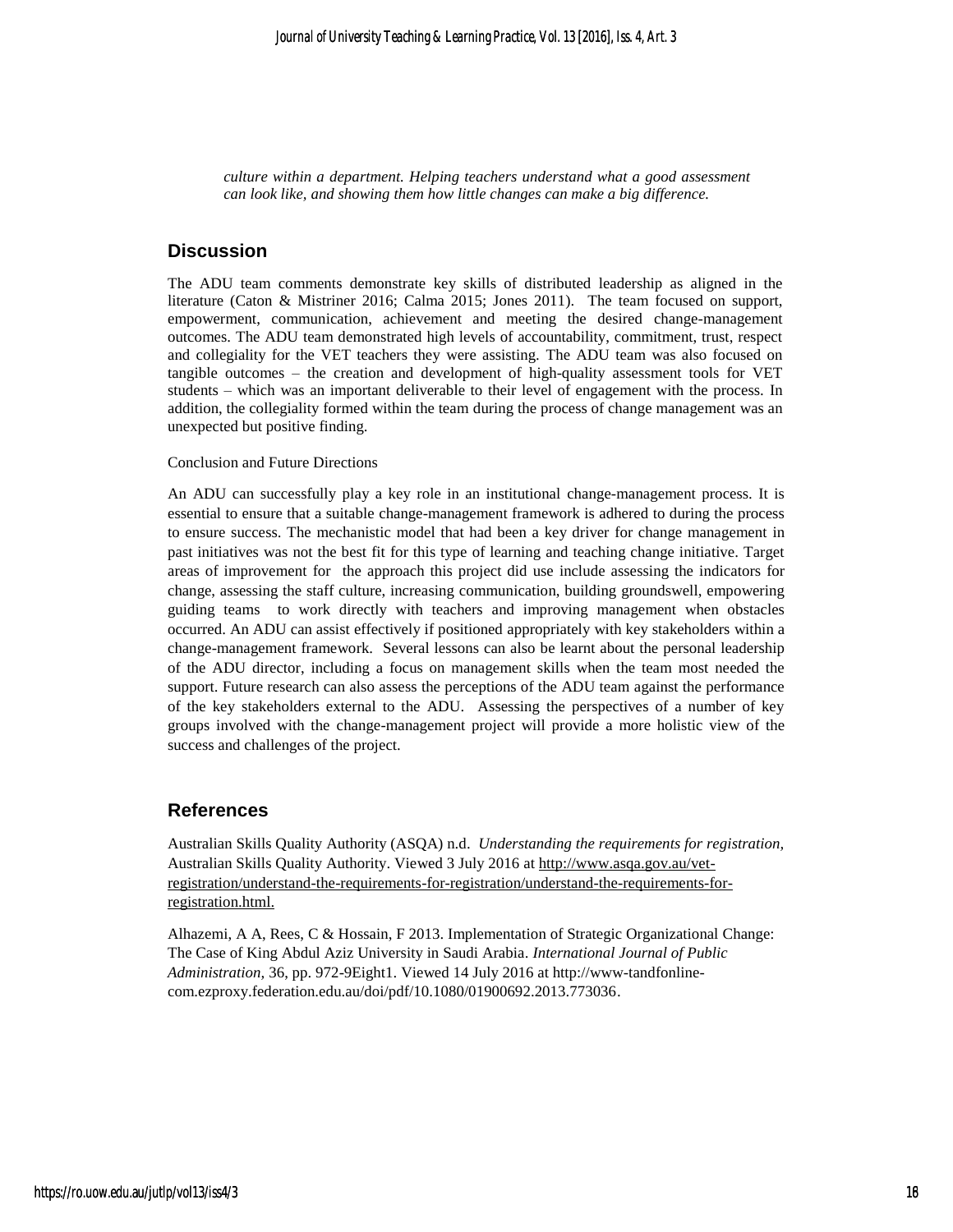*culture within a department. Helping teachers understand what a good assessment can look like, and showing them how little changes can make a big difference.*

## Discussion

The ADU team comments demonstrate key skills of distributed leadership as aligned in the literature (Caton & Mistriner 2016; Calma 2015; Jones 2011). The team focused on support, empowerment, communication, achievement and meeting the desired change-management outcomes. The ADU team demonstrated high levels of accountability, commitment, trust, respect and collegiality for the VET teachers they were assisting. The ADU team was also focused on tangible outcomes – the creation and development of high-quality assessment tools for VET students – which was an important deliverable to their level of engagement with the process. In addition, the collegiality formed within the team during the process of change management was an unexpected but positive finding.

Conclusion and Future Directions

An ADU can successfully play a key role in an institutional change-management process. It is essential to ensure that a suitable change-management framework is adhered to during the process to ensure success. The mechanistic model that had been a key driver for change management in past initiatives was not the best fit for this type of learning and teaching change initiative. Target areas of improvement for the approach this project did use include assessing the indicators for change, assessing the staff culture, increasing communication, building groundswell, empowering guiding teams to work directly with teachers and improving management when obstacles occurred. An ADU can assist effectively if positioned appropriately with key stakeholders within a change-management framework. Several lessons can also be learnt about the personal leadership of the ADU director, including a focus on management skills when the team most needed the support. Future research can also assess the perceptions of the ADU team against the performance of the key stakeholders external to the ADU. Assessing the perspectives of a number of key groups involved with the change-management project will provide a more holistic view of the success and challenges of the project.

## References

Australian Skills Quality Authority (ASQA) n.d. *Understanding the requirements for registration*, Australian Skills Quality Authority. Viewed 3 July 2016 at http://www.asqa.gov.au/vet-registration/understand-the-requirements-for-registration/understand-the-requirements-for-registration.html.

Alhazemi, A A, Rees, C & Hossain, F 2013. Implementation of Strategic Organizational Change: The Case of King Abdul Aziz University in Saudi Arabia. *International Journal of Public Administration*, 36, pp. 972-9Eight1. Viewed 14 July 2016 at http://www-tandfonline-com.ezproxy.federation.edu.au/doi/pdf/10.1080/01900692.2013.773036.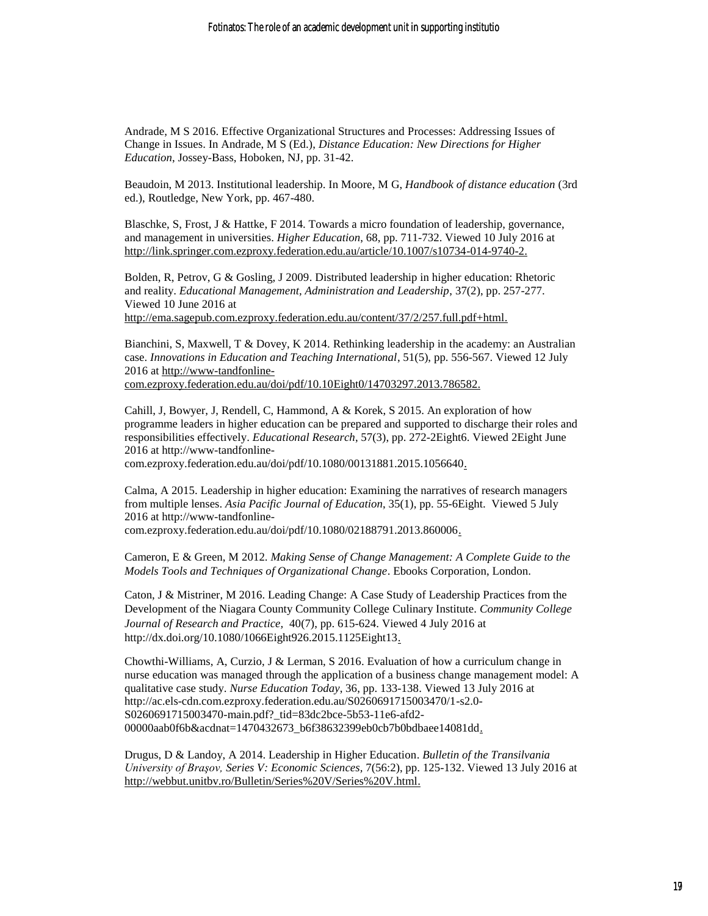Andrade, M S 2016. Effective Organizational Structures and Processes: Addressing Issues of Change in Issues. In Andrade, M S (Ed.), *Distance Education: New Directions for Higher Education*, Jossey-Bass, Hoboken, NJ, pp. 31-42.

Beaudoin, M 2013. Institutional leadership. In Moore, M G, *Handbook of distance education* (3rd ed.), Routledge, New York, pp. 467-480.

Blaschke, S, Frost, J & Hattke, F 2014. Towards a micro foundation of leadership, governance, and management in universities. *Higher Education*, 68, pp. 711-732. Viewed 10 July 2016 at http://link.springer.com.ezproxy.federation.edu.au/article/10.1007/s10734-014-9740-2.

Bolden, R, Petrov, G & Gosling, J 2009. Distributed leadership in higher education: Rhetoric and reality. *Educational Management, Administration and Leadership*, 37(2), pp. 257-277. Viewed 10 June 2016 at http://ema.sagepub.com.ezproxy.federation.edu.au/content/37/2/257.full.pdf+html.

Bianchini, S, Maxwell, T & Dovey, K 2014. Rethinking leadership in the academy: an Australian case. *Innovations in Education and Teaching International*, 51(5), pp. 556-567. Viewed 12 July 2016 at http://www-tandfonline-com.ezproxy.federation.edu.au/doi/pdf/10.10Eight0/14703297.2013.786582.

Cahill, J, Bowyer, J, Rendell, C, Hammond, A & Korek, S 2015. An exploration of how programme leaders in higher education can be prepared and supported to discharge their roles and responsibilities effectively. *Educational Research*, 57(3), pp. 272-2Eight6. Viewed 2Eight June 2016 at http://www-tandfonline-com.ezproxy.federation.edu.au/doi/pdf/10.1080/00131881.2015.1056640.

Calma, A 2015. Leadership in higher education: Examining the narratives of research managers from multiple lenses. *Asia Pacific Journal of Education*, 35(1), pp. 55-6Eight. Viewed 5 July 2016 at http://www-tandfonline-com.ezproxy.federation.edu.au/doi/pdf/10.1080/02188791.2013.860006.

Cameron, E & Green, M 2012. *Making Sense of Change Management: A Complete Guide to the Models Tools and Techniques of Organizational Change*. Ebooks Corporation, London.

Caton, J & Mistriner, M 2016. Leading Change: A Case Study of Leadership Practices from the Development of the Niagara County Community College Culinary Institute. *Community College Journal of Research and Practice,* 40(7), pp. 615-624. Viewed 4 July 2016 at http://dx.doi.org/10.1080/1066Eight926.2015.1125Eight13.

Chowthi-Williams, A, Curzio, J & Lerman, S 2016. Evaluation of how a curriculum change in nurse education was managed through the application of a business change management model: A qualitative case study. *Nurse Education Today*, 36, pp. 133-138. Viewed 13 July 2016 at http://ac.els-cdn.com.ezproxy.federation.edu.au/S0260691715003470/1-s2.0-S0260691715003470-main.pdf?_tid=83dc2bce-5b53-11e6-afd2-00000aab0f6b&acdnat=1470432673_b6f38632399eb0cb7b0bdbaee14081dd.

Drugus, D & Landoy, A 2014. Leadership in Higher Education. *Bulletin of the Transilvania University of Braşov, Series V: Economic Sciences*, 7(56:2), pp. 125-132. Viewed 13 July 2016 at http://webbut.unitbv.ro/Bulletin/Series%20V/Series%20V.html.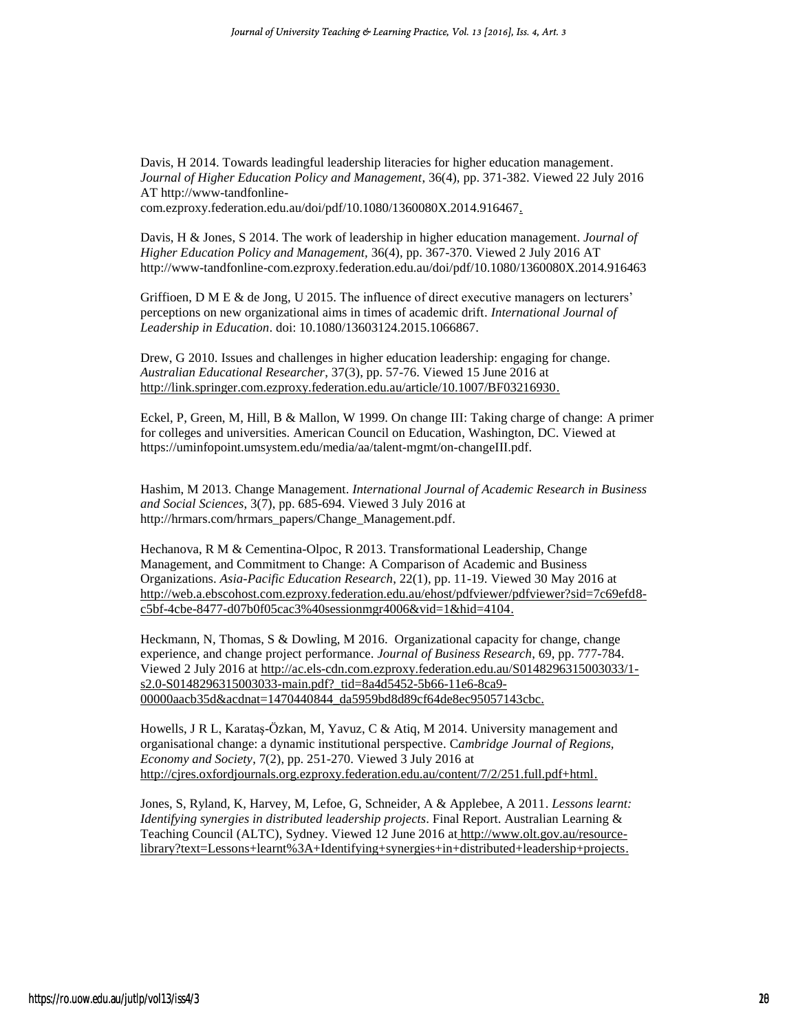Davis, H 2014. Towards leadingful leadership literacies for higher education management. *Journal of Higher Education Policy and Management*, 36(4), pp. 371-382. Viewed 22 July 2016 AT http://www-tandfonline-com.ezproxy.federation.edu.au/doi/pdf/10.1080/1360080X.2014.916467.

Davis, H & Jones, S 2014. The work of leadership in higher education management. *Journal of Higher Education Policy and Management*, 36(4), pp. 367-370. Viewed 2 July 2016 AT http://www-tandfonline-com.ezproxy.federation.edu.au/doi/pdf/10.1080/1360080X.2014.916463

Griffioen, D M E & de Jong, U 2015. The influence of direct executive managers on lecturers' perceptions on new organizational aims in times of academic drift. *International Journal of Leadership in Education*. doi: 10.1080/13603124.2015.1066867.

Drew, G 2010. Issues and challenges in higher education leadership: engaging for change. *Australian Educational Researcher*, 37(3), pp. 57-76. Viewed 15 June 2016 at http://link.springer.com.ezproxy.federation.edu.au/article/10.1007/BF03216930.

Eckel, P, Green, M, Hill, B & Mallon, W 1999. On change III: Taking charge of change: A primer for colleges and universities. American Council on Education, Washington, DC. Viewed at https://uminfopoint.umsystem.edu/media/aa/talent-mgmt/on-changeIII.pdf.

Hashim, M 2013. Change Management. *International Journal of Academic Research in Business and Social Sciences*, 3(7), pp. 685-694. Viewed 3 July 2016 at http://hrmars.com/hrmars_papers/Change_Management.pdf.

Hechanova, R M & Cementina-Olpoc, R 2013. Transformational Leadership, Change Management, and Commitment to Change: A Comparison of Academic and Business Organizations. *Asia-Pacific Education Research*, 22(1), pp. 11-19. Viewed 30 May 2016 at http://web.a.ebscohost.com.ezproxy.federation.edu.au/ehost/pdfviewer/pdfviewer?sid=7c69efd8-c5bf-4cbe-8477-d07b0f05cac3%40sessionmgr4006&vid=1&hid=4104.

Heckmann, N, Thomas, S & Dowling, M 2016. Organizational capacity for change, change experience, and change project performance. *Journal of Business Research*, 69, pp. 777-784. Viewed 2 July 2016 at http://ac.els-cdn.com.ezproxy.federation.edu.au/S0148296315003033/1-s2.0-S0148296315003033-main.pdf?_tid=8a4d5452-5b66-11e6-8ca9-00000aacb35d&acdnat=1470440844_da5959bd8d89cf64de8ec95057143cbc.

Howells, J R L, Karataş-Özkan, M, Yavuz, C & Atiq, M 2014. University management and organisational change: a dynamic institutional perspective. *Cambridge Journal of Regions, Economy and Society*, 7(2), pp. 251-270. Viewed 3 July 2016 at http://cjres.oxfordjournals.org.ezproxy.federation.edu.au/content/7/2/251.full.pdf+html.

Jones, S, Ryland, K, Harvey, M, Lefoe, G, Schneider, A & Applebee, A 2011. *Lessons learnt: Identifying synergies in distributed leadership projects*. Final Report. Australian Learning & Teaching Council (ALTC), Sydney. Viewed 12 June 2016 at http://www.olt.gov.au/resource-library?text=Lessons+learnt%3A+Identifying+synergies+in+distributed+leadership+projects.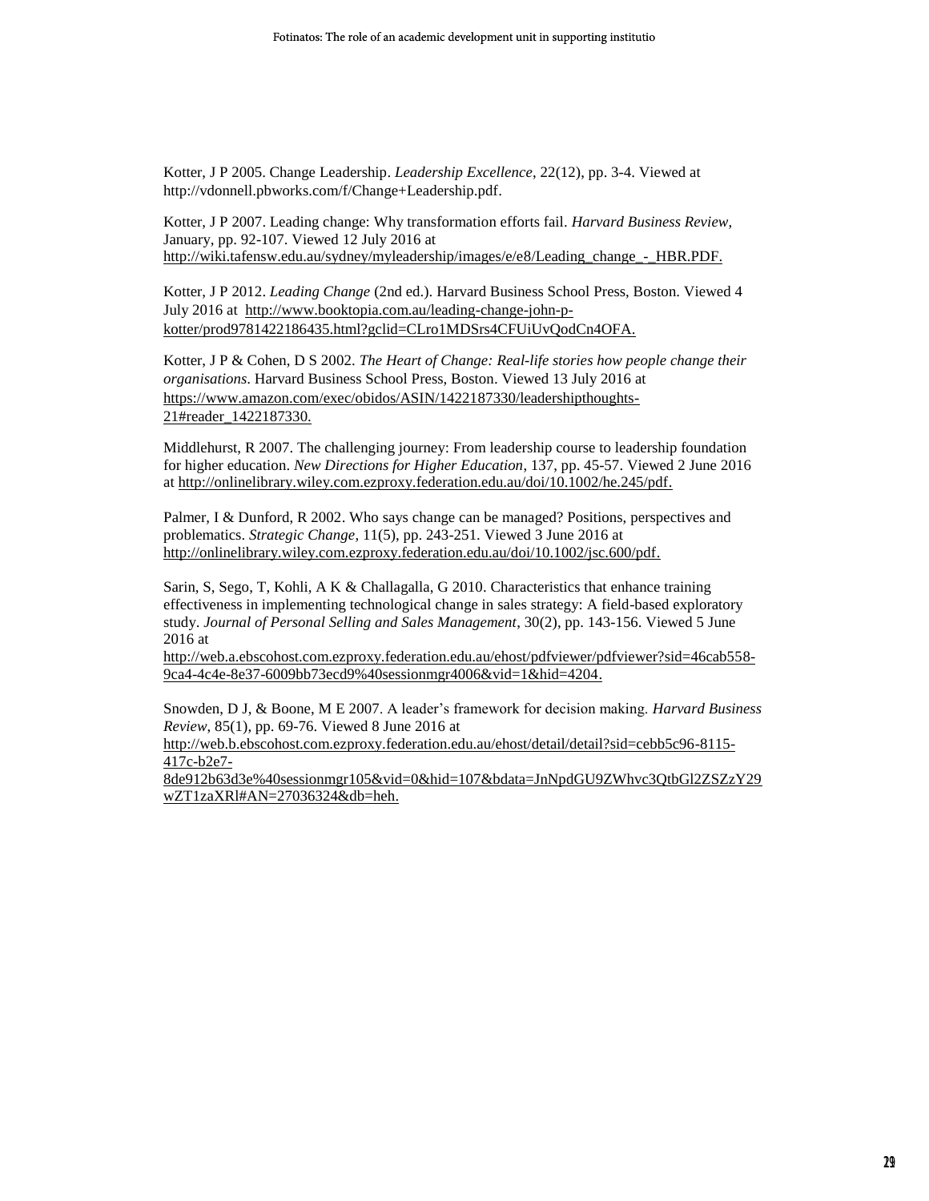Kotter, J P 2005. Change Leadership. *Leadership Excellence*, 22(12), pp. 3-4. Viewed at http://vdonnell.pbworks.com/f/Change+Leadership.pdf.

Kotter, J P 2007. Leading change: Why transformation efforts fail. *Harvard Business Review,* January, pp. 92-107. Viewed 12 July 2016 at http://wiki.tafensw.edu.au/sydney/myleadership/images/e/e8/Leading_change_-_HBR.PDF.

Kotter, J P 2012. *Leading Change* (2nd ed.). Harvard Business School Press, Boston. Viewed 4 July 2016 at http://www.booktopia.com.au/leading-change-john-p-kotter/prod9781422186435.html?gclid=CLro1MDSrs4CFUiUvQodCn4OFA.

Kotter, J P & Cohen, D S 2002. *The Heart of Change: Real-life stories how people change their organisations*. Harvard Business School Press, Boston. Viewed 13 July 2016 at https://www.amazon.com/exec/obidos/ASIN/1422187330/leadershipthoughts-21#reader_1422187330.

Middlehurst, R 2007. The challenging journey: From leadership course to leadership foundation for higher education. *New Directions for Higher Education*, 137, pp. 45-57. Viewed 2 June 2016 at http://onlinelibrary.wiley.com.ezproxy.federation.edu.au/doi/10.1002/he.245/pdf.

Palmer, I & Dunford, R 2002. Who says change can be managed? Positions, perspectives and problematics. *Strategic Change*, 11(5), pp. 243-251. Viewed 3 June 2016 at http://onlinelibrary.wiley.com.ezproxy.federation.edu.au/doi/10.1002/jsc.600/pdf.

Sarin, S, Sego, T, Kohli, A K & Challagalla, G 2010. Characteristics that enhance training effectiveness in implementing technological change in sales strategy: A field-based exploratory study. *Journal of Personal Selling and Sales Management*, 30(2), pp. 143-156. Viewed 5 June 2016 at http://web.a.ebscohost.com.ezproxy.federation.edu.au/ehost/pdfviewer/pdfviewer?sid=46cab558-9ca4-4c4e-8e37-6009bb73ecd9%40sessionmgr4006&vid=1&hid=4204.

Snowden, D J, & Boone, M E 2007. A leader's framework for decision making. *Harvard Business Review*, 85(1), pp. 69-76. Viewed 8 June 2016 at http://web.b.ebscohost.com.ezproxy.federation.edu.au/ehost/detail/detail?sid=cebb5c96-8115-417c-b2e7-8de912b63d3e%40sessionmgr105&vid=0&hid=107&bdata=JnNpdGU9ZWhvc3QtbGl2ZSZzY29wZT1zaXRl#AN=27036324&db=heh.